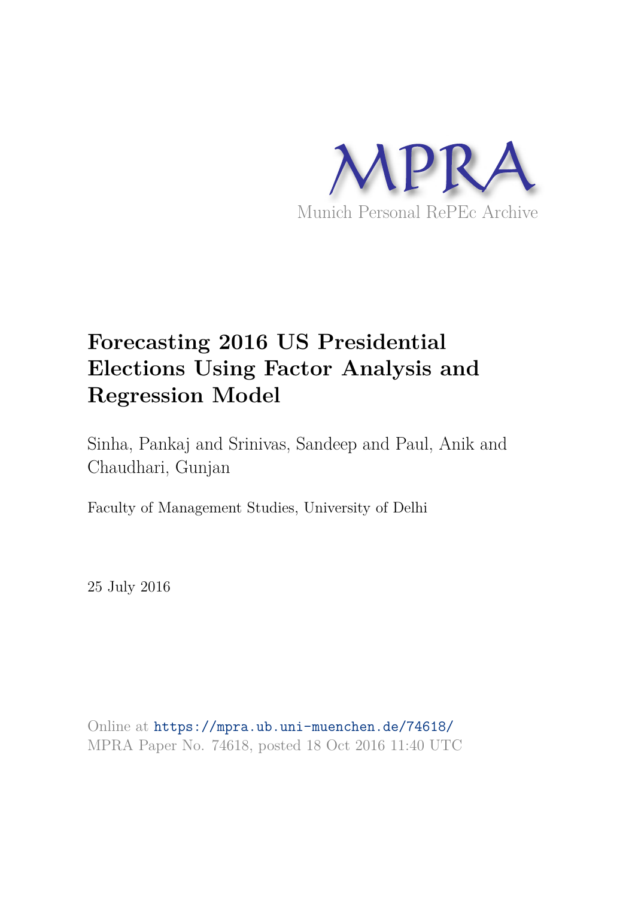MPRA

Munich Personal RePEc Archive

# Forecasting 2016 US Presidential Elections Using Factor Analysis and Regression Model

Sinha, Pankaj and Srinivas, Sandeep and Paul, Anik and Chaudhari, Gunjan

Faculty of Management Studies, University of Delhi

25 July 2016

Online at https://mpra.ub.uni-muenchen.de/74618/
MPRA Paper No. 74618, posted 18 Oct 2016 11:40 UTC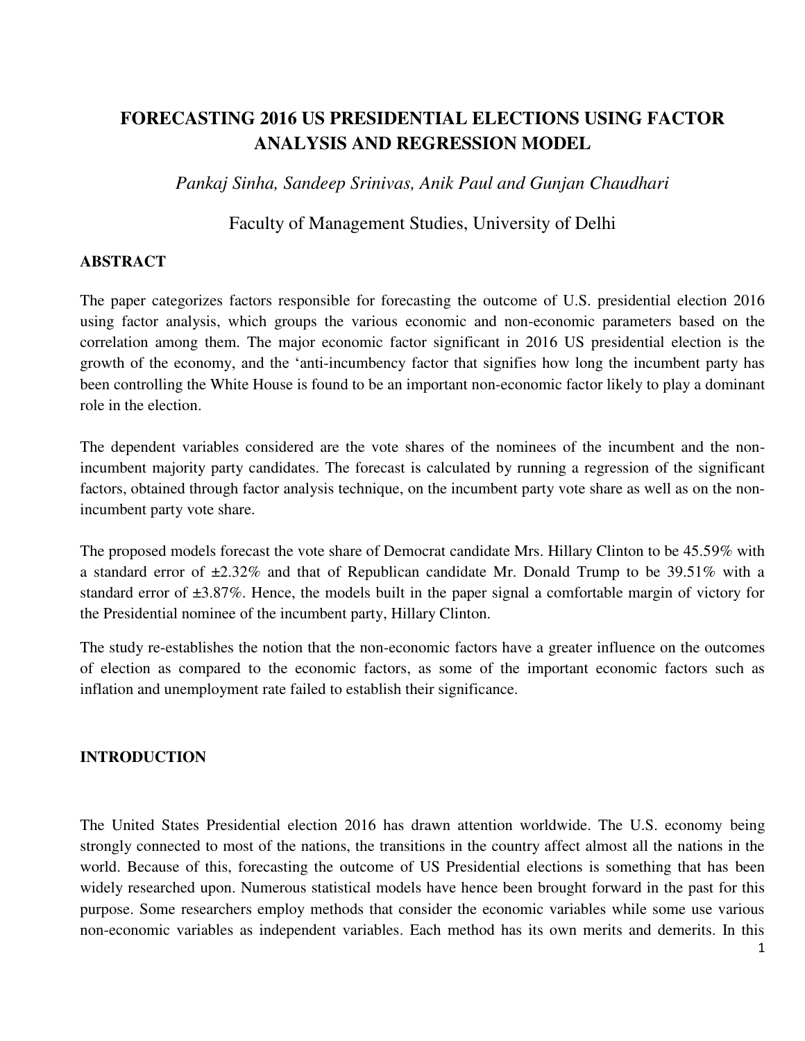# FORECASTING 2016 US PRESIDENTIAL ELECTIONS USING FACTOR ANALYSIS AND REGRESSION MODEL

*Pankaj Sinha, Sandeep Srinivas, Anik Paul and Gunjan Chaudhari*

Faculty of Management Studies, University of Delhi

## ABSTRACT

The paper categorizes factors responsible for forecasting the outcome of U.S. presidential election 2016 using factor analysis, which groups the various economic and non-economic parameters based on the correlation among them. The major economic factor significant in 2016 US presidential election is the growth of the economy, and the 'anti-incumbency factor that signifies how long the incumbent party has been controlling the White House is found to be an important non-economic factor likely to play a dominant role in the election.

The dependent variables considered are the vote shares of the nominees of the incumbent and the non-incumbent majority party candidates. The forecast is calculated by running a regression of the significant factors, obtained through factor analysis technique, on the incumbent party vote share as well as on the non-incumbent party vote share.

The proposed models forecast the vote share of Democrat candidate Mrs. Hillary Clinton to be 45.59% with a standard error of ±2.32% and that of Republican candidate Mr. Donald Trump to be 39.51% with a standard error of ±3.87%. Hence, the models built in the paper signal a comfortable margin of victory for the Presidential nominee of the incumbent party, Hillary Clinton.

The study re-establishes the notion that the non-economic factors have a greater influence on the outcomes of election as compared to the economic factors, as some of the important economic factors such as inflation and unemployment rate failed to establish their significance.

## INTRODUCTION

The United States Presidential election 2016 has drawn attention worldwide. The U.S. economy being strongly connected to most of the nations, the transitions in the country affect almost all the nations in the world. Because of this, forecasting the outcome of US Presidential elections is something that has been widely researched upon. Numerous statistical models have hence been brought forward in the past for this purpose. Some researchers employ methods that consider the economic variables while some use various non-economic variables as independent variables. Each method has its own merits and demerits. In this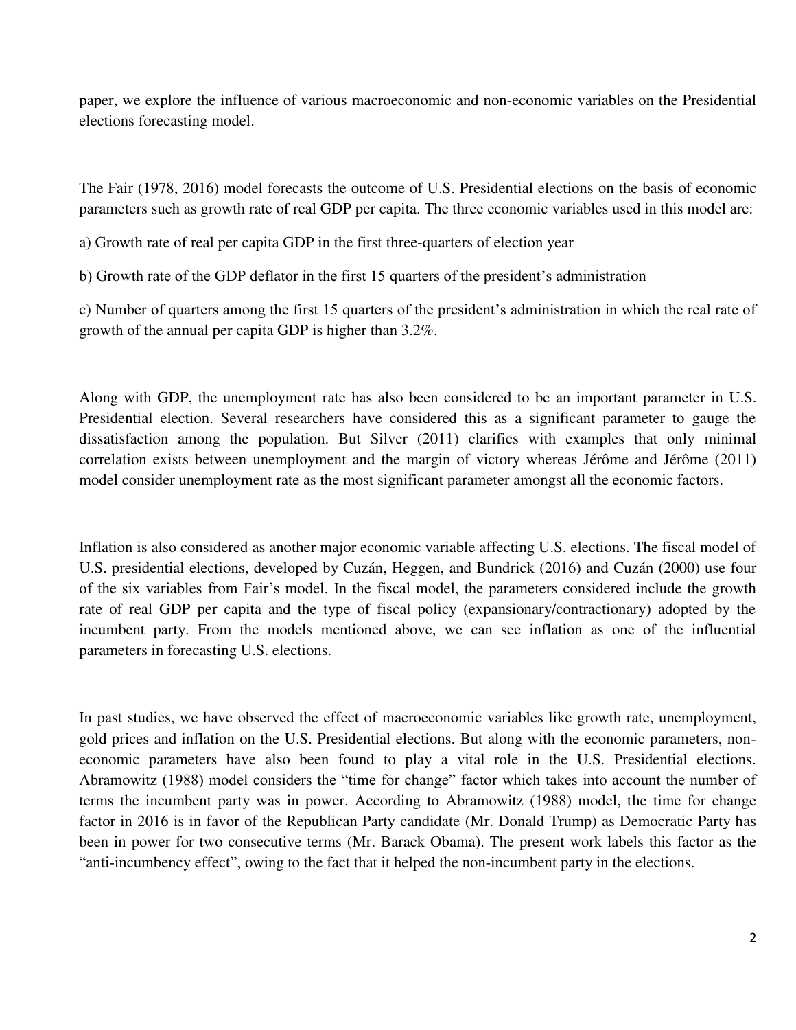paper, we explore the influence of various macroeconomic and non-economic variables on the Presidential elections forecasting model.

The Fair (1978, 2016) model forecasts the outcome of U.S. Presidential elections on the basis of economic parameters such as growth rate of real GDP per capita. The three economic variables used in this model are:

a) Growth rate of real per capita GDP in the first three-quarters of election year

b) Growth rate of the GDP deflator in the first 15 quarters of the president's administration

c) Number of quarters among the first 15 quarters of the president's administration in which the real rate of growth of the annual per capita GDP is higher than 3.2%.

Along with GDP, the unemployment rate has also been considered to be an important parameter in U.S. Presidential election. Several researchers have considered this as a significant parameter to gauge the dissatisfaction among the population. But Silver (2011) clarifies with examples that only minimal correlation exists between unemployment and the margin of victory whereas Jérôme and Jérôme (2011) model consider unemployment rate as the most significant parameter amongst all the economic factors.

Inflation is also considered as another major economic variable affecting U.S. elections. The fiscal model of U.S. presidential elections, developed by Cuzán, Heggen, and Bundrick (2016) and Cuzán (2000) use four of the six variables from Fair's model. In the fiscal model, the parameters considered include the growth rate of real GDP per capita and the type of fiscal policy (expansionary/contractionary) adopted by the incumbent party. From the models mentioned above, we can see inflation as one of the influential parameters in forecasting U.S. elections.

In past studies, we have observed the effect of macroeconomic variables like growth rate, unemployment, gold prices and inflation on the U.S. Presidential elections. But along with the economic parameters, non-economic parameters have also been found to play a vital role in the U.S. Presidential elections. Abramowitz (1988) model considers the "time for change" factor which takes into account the number of terms the incumbent party was in power. According to Abramowitz (1988) model, the time for change factor in 2016 is in favor of the Republican Party candidate (Mr. Donald Trump) as Democratic Party has been in power for two consecutive terms (Mr. Barack Obama). The present work labels this factor as the "anti-incumbency effect", owing to the fact that it helped the non-incumbent party in the elections.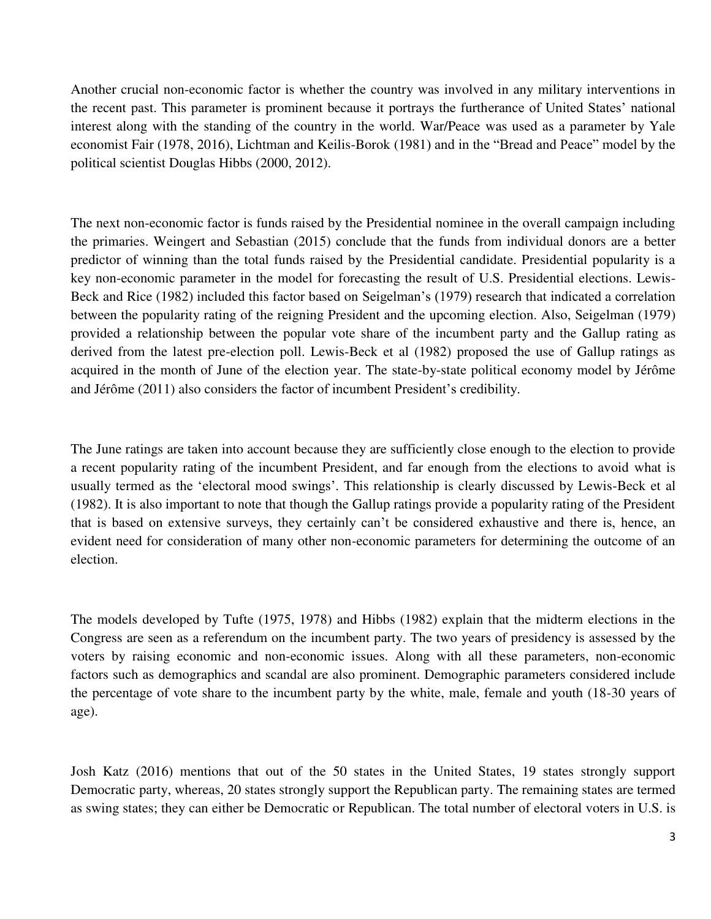Another crucial non-economic factor is whether the country was involved in any military interventions in the recent past. This parameter is prominent because it portrays the furtherance of United States' national interest along with the standing of the country in the world. War/Peace was used as a parameter by Yale economist Fair (1978, 2016), Lichtman and Keilis-Borok (1981) and in the "Bread and Peace" model by the political scientist Douglas Hibbs (2000, 2012).

The next non-economic factor is funds raised by the Presidential nominee in the overall campaign including the primaries. Weingert and Sebastian (2015) conclude that the funds from individual donors are a better predictor of winning than the total funds raised by the Presidential candidate. Presidential popularity is a key non-economic parameter in the model for forecasting the result of U.S. Presidential elections. Lewis-Beck and Rice (1982) included this factor based on Seigelman's (1979) research that indicated a correlation between the popularity rating of the reigning President and the upcoming election. Also, Seigelman (1979) provided a relationship between the popular vote share of the incumbent party and the Gallup rating as derived from the latest pre-election poll. Lewis-Beck et al (1982) proposed the use of Gallup ratings as acquired in the month of June of the election year. The state-by-state political economy model by Jérôme and Jérôme (2011) also considers the factor of incumbent President's credibility.

The June ratings are taken into account because they are sufficiently close enough to the election to provide a recent popularity rating of the incumbent President, and far enough from the elections to avoid what is usually termed as the 'electoral mood swings'. This relationship is clearly discussed by Lewis-Beck et al (1982). It is also important to note that though the Gallup ratings provide a popularity rating of the President that is based on extensive surveys, they certainly can't be considered exhaustive and there is, hence, an evident need for consideration of many other non-economic parameters for determining the outcome of an election.

The models developed by Tufte (1975, 1978) and Hibbs (1982) explain that the midterm elections in the Congress are seen as a referendum on the incumbent party. The two years of presidency is assessed by the voters by raising economic and non-economic issues. Along with all these parameters, non-economic factors such as demographics and scandal are also prominent. Demographic parameters considered include the percentage of vote share to the incumbent party by the white, male, female and youth (18-30 years of age).

Josh Katz (2016) mentions that out of the 50 states in the United States, 19 states strongly support Democratic party, whereas, 20 states strongly support the Republican party. The remaining states are termed as swing states; they can either be Democratic or Republican. The total number of electoral voters in U.S. is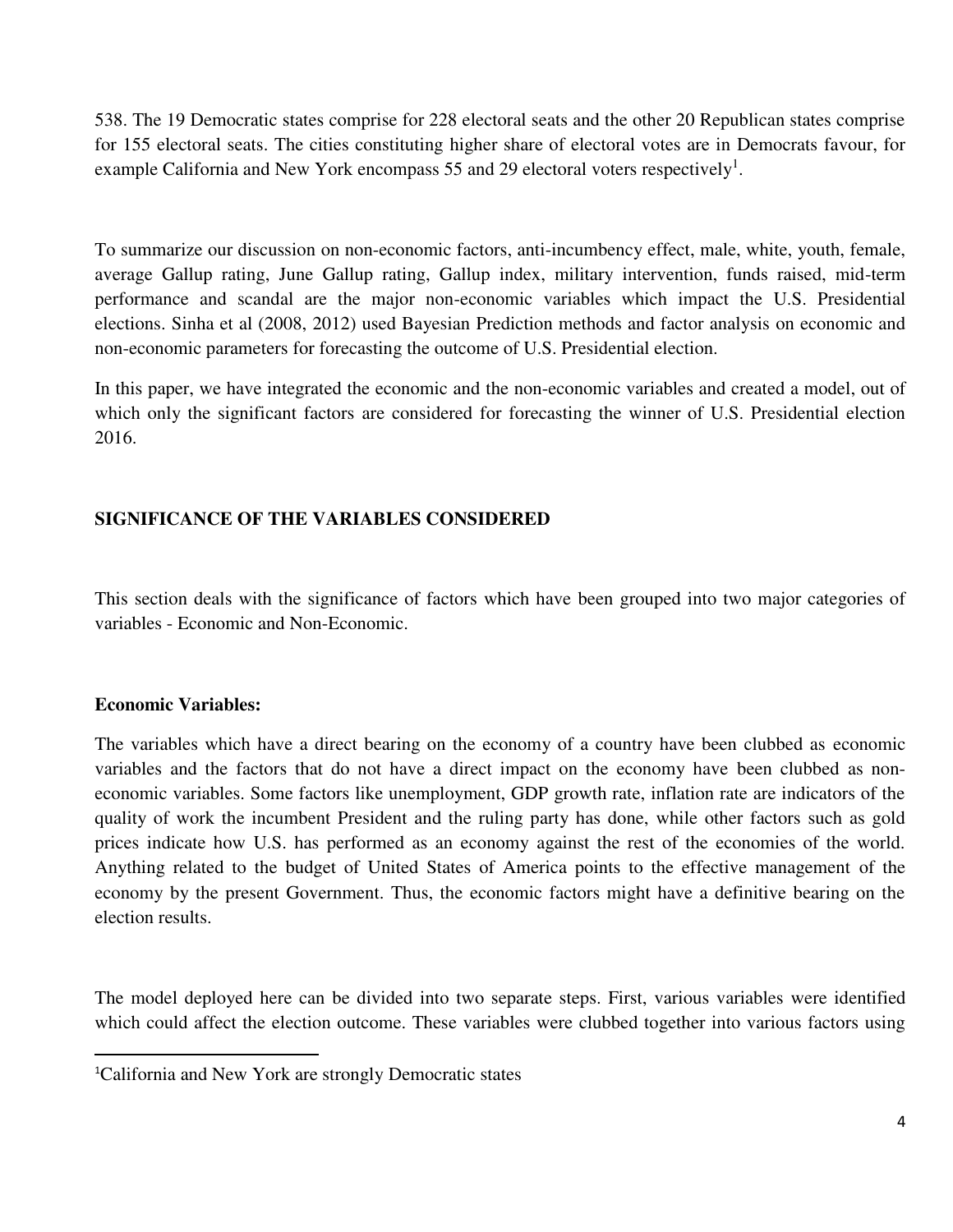538. The 19 Democratic states comprise for 228 electoral seats and the other 20 Republican states comprise for 155 electoral seats. The cities constituting higher share of electoral votes are in Democrats favour, for example California and New York encompass 55 and 29 electoral voters respectively[1].

To summarize our discussion on non-economic factors, anti-incumbency effect, male, white, youth, female, average Gallup rating, June Gallup rating, Gallup index, military intervention, funds raised, mid-term performance and scandal are the major non-economic variables which impact the U.S. Presidential elections. Sinha et al (2008, 2012) used Bayesian Prediction methods and factor analysis on economic and non-economic parameters for forecasting the outcome of U.S. Presidential election.

In this paper, we have integrated the economic and the non-economic variables and created a model, out of which only the significant factors are considered for forecasting the winner of U.S. Presidential election 2016.

## SIGNIFICANCE OF THE VARIABLES CONSIDERED

This section deals with the significance of factors which have been grouped into two major categories of variables - Economic and Non-Economic.

### Economic Variables:

The variables which have a direct bearing on the economy of a country have been clubbed as economic variables and the factors that do not have a direct impact on the economy have been clubbed as non-economic variables. Some factors like unemployment, GDP growth rate, inflation rate are indicators of the quality of work the incumbent President and the ruling party has done, while other factors such as gold prices indicate how U.S. has performed as an economy against the rest of the economies of the world. Anything related to the budget of United States of America points to the effective management of the economy by the present Government. Thus, the economic factors might have a definitive bearing on the election results.

The model deployed here can be divided into two separate steps. First, various variables were identified which could affect the election outcome. These variables were clubbed together into various factors using

---

[1]California and New York are strongly Democratic states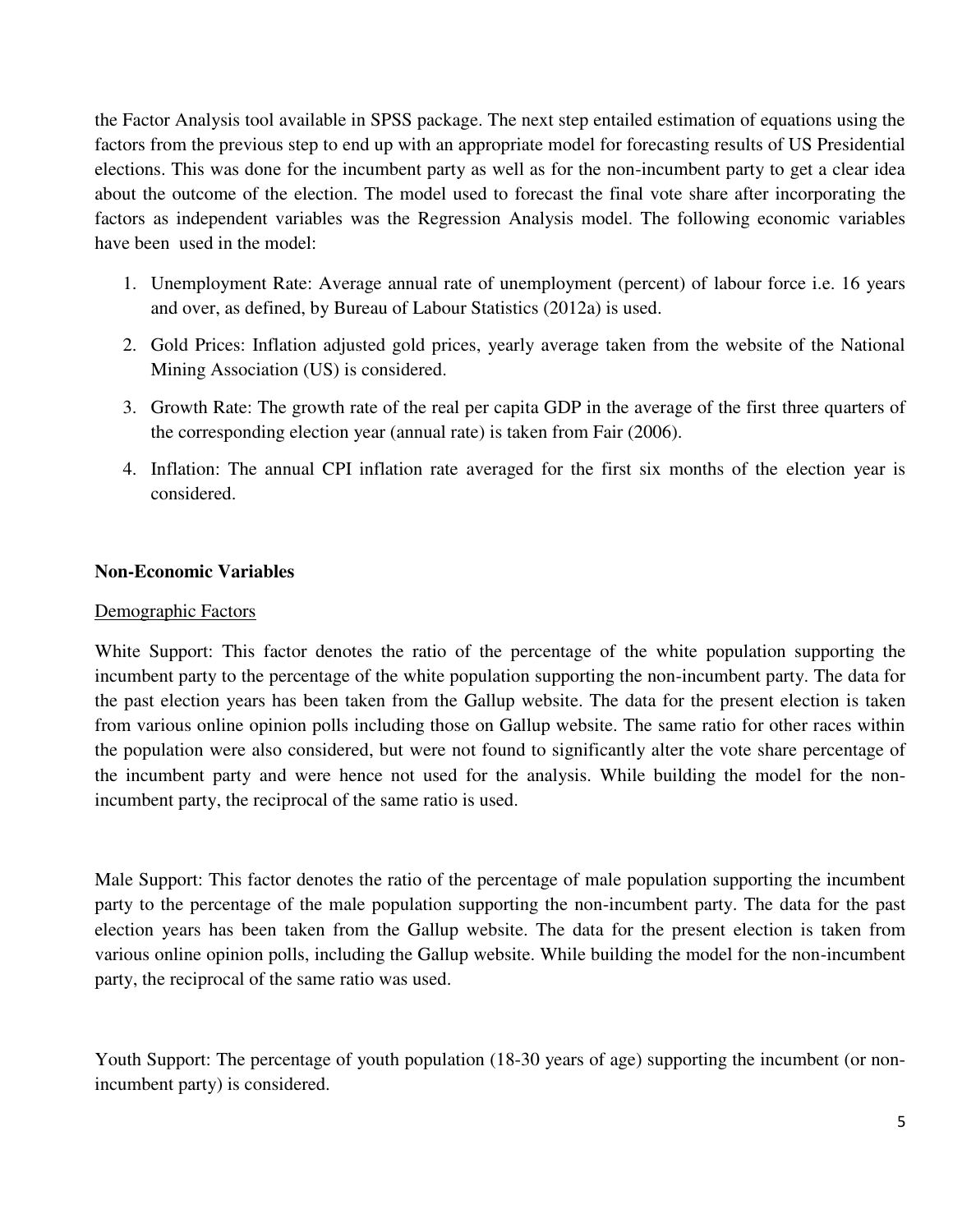the Factor Analysis tool available in SPSS package. The next step entailed estimation of equations using the factors from the previous step to end up with an appropriate model for forecasting results of US Presidential elections. This was done for the incumbent party as well as for the non-incumbent party to get a clear idea about the outcome of the election. The model used to forecast the final vote share after incorporating the factors as independent variables was the Regression Analysis model. The following economic variables have been used in the model:

1. Unemployment Rate: Average annual rate of unemployment (percent) of labour force i.e. 16 years and over, as defined, by Bureau of Labour Statistics (2012a) is used.
2. Gold Prices: Inflation adjusted gold prices, yearly average taken from the website of the National Mining Association (US) is considered.
3. Growth Rate: The growth rate of the real per capita GDP in the average of the first three quarters of the corresponding election year (annual rate) is taken from Fair (2006).
4. Inflation: The annual CPI inflation rate averaged for the first six months of the election year is considered.

**Non-Economic Variables**

<u>Demographic Factors</u>

White Support: This factor denotes the ratio of the percentage of the white population supporting the incumbent party to the percentage of the white population supporting the non-incumbent party. The data for the past election years has been taken from the Gallup website. The data for the present election is taken from various online opinion polls including those on Gallup website. The same ratio for other races within the population were also considered, but were not found to significantly alter the vote share percentage of the incumbent party and were hence not used for the analysis. While building the model for the non-incumbent party, the reciprocal of the same ratio is used.

Male Support: This factor denotes the ratio of the percentage of male population supporting the incumbent party to the percentage of the male population supporting the non-incumbent party. The data for the past election years has been taken from the Gallup website. The data for the present election is taken from various online opinion polls, including the Gallup website. While building the model for the non-incumbent party, the reciprocal of the same ratio was used.

Youth Support: The percentage of youth population (18-30 years of age) supporting the incumbent (or non-incumbent party) is considered.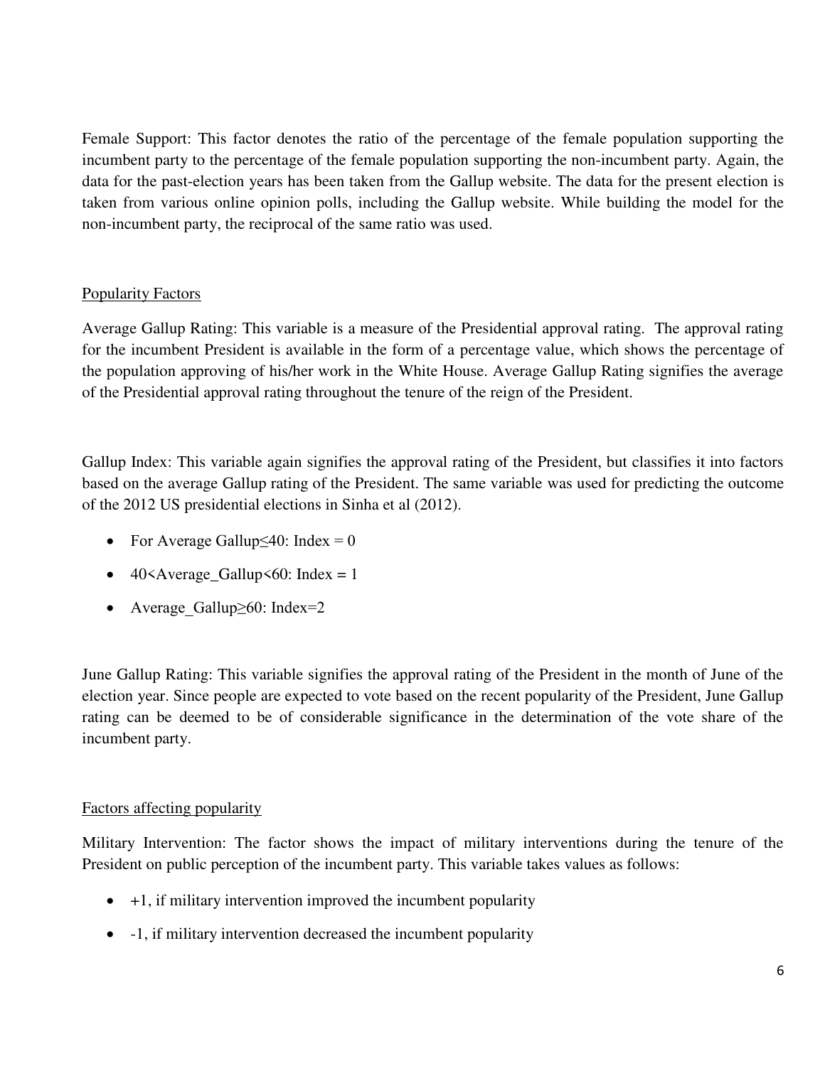Female Support: This factor denotes the ratio of the percentage of the female population supporting the incumbent party to the percentage of the female population supporting the non-incumbent party. Again, the data for the past-election years has been taken from the Gallup website. The data for the present election is taken from various online opinion polls, including the Gallup website. While building the model for the non-incumbent party, the reciprocal of the same ratio was used.

Popularity Factors

Average Gallup Rating: This variable is a measure of the Presidential approval rating. The approval rating for the incumbent President is available in the form of a percentage value, which shows the percentage of the population approving of his/her work in the White House. Average Gallup Rating signifies the average of the Presidential approval rating throughout the tenure of the reign of the President.

Gallup Index: This variable again signifies the approval rating of the President, but classifies it into factors based on the average Gallup rating of the President. The same variable was used for predicting the outcome of the 2012 US presidential elections in Sinha et al (2012).

- For Average Gallup≤40: Index = 0
- 40<Average_Gallup<60: Index = 1
- Average_Gallup≥60: Index=2

June Gallup Rating: This variable signifies the approval rating of the President in the month of June of the election year. Since people are expected to vote based on the recent popularity of the President, June Gallup rating can be deemed to be of considerable significance in the determination of the vote share of the incumbent party.

Factors affecting popularity

Military Intervention: The factor shows the impact of military interventions during the tenure of the President on public perception of the incumbent party. This variable takes values as follows:

- +1, if military intervention improved the incumbent popularity
- -1, if military intervention decreased the incumbent popularity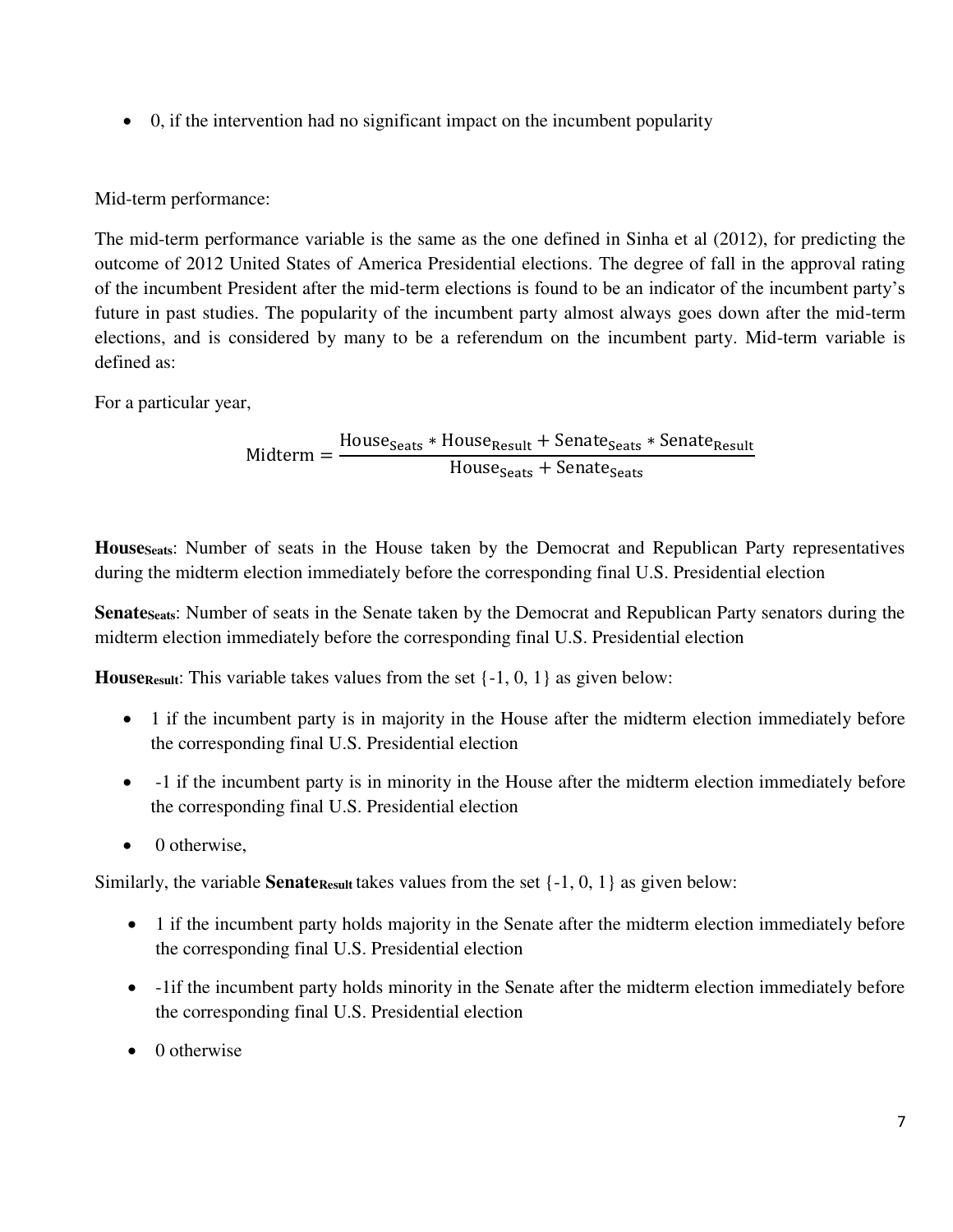- 0, if the intervention had no significant impact on the incumbent popularity

Mid-term performance:

The mid-term performance variable is the same as the one defined in Sinha et al (2012), for predicting the outcome of 2012 United States of America Presidential elections. The degree of fall in the approval rating of the incumbent President after the mid-term elections is found to be an indicator of the incumbent party's future in past studies. The popularity of the incumbent party almost always goes down after the mid-term elections, and is considered by many to be a referendum on the incumbent party. Mid-term variable is defined as:

For a particular year,

$$\text{Midterm} = \frac{\text{House}_{\text{Seats}} * \text{House}_{\text{Result}} + \text{Senate}_{\text{Seats}} * \text{Senate}_{\text{Result}}}{\text{House}_{\text{Seats}} + \text{Senate}_{\text{Seats}}}$$

**$\text{House}_{\text{Seats}}$**: Number of seats in the House taken by the Democrat and Republican Party representatives during the midterm election immediately before the corresponding final U.S. Presidential election

**$\text{Senate}_{\text{Seats}}$**: Number of seats in the Senate taken by the Democrat and Republican Party senators during the midterm election immediately before the corresponding final U.S. Presidential election

**$\text{House}_{\text{Result}}$**: This variable takes values from the set {-1, 0, 1} as given below:

- 1 if the incumbent party is in majority in the House after the midterm election immediately before the corresponding final U.S. Presidential election
- -1 if the incumbent party is in minority in the House after the midterm election immediately before the corresponding final U.S. Presidential election
- 0 otherwise,

Similarly, the variable **$\text{Senate}_{\text{Result}}$** takes values from the set {-1, 0, 1} as given below:

- 1 if the incumbent party holds majority in the Senate after the midterm election immediately before the corresponding final U.S. Presidential election
- -1if the incumbent party holds minority in the Senate after the midterm election immediately before the corresponding final U.S. Presidential election
- 0 otherwise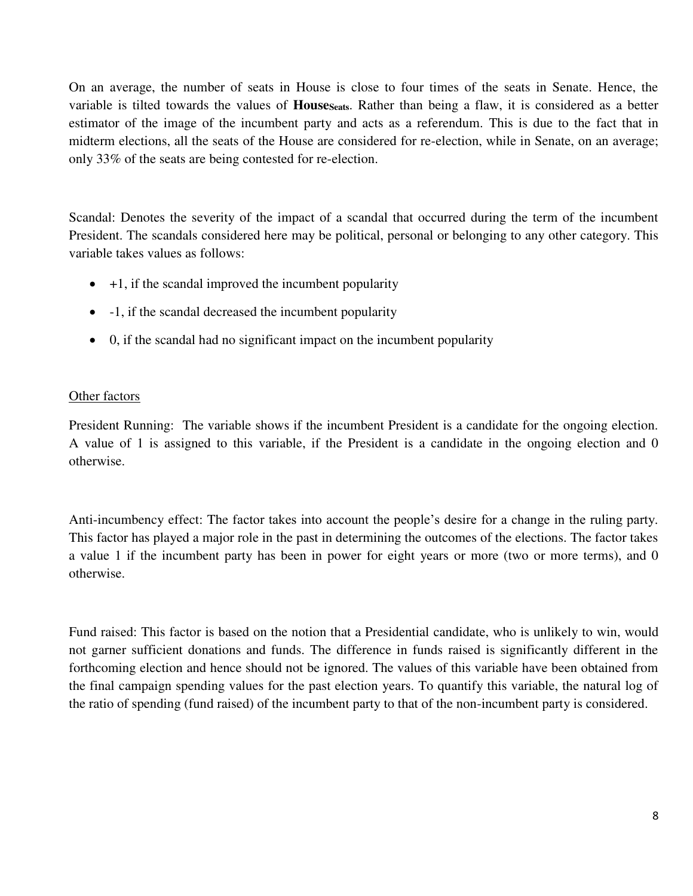On an average, the number of seats in House is close to four times of the seats in Senate. Hence, the variable is tilted towards the values of $\textbf{House}_{\textbf{Seats}}$. Rather than being a flaw, it is considered as a better estimator of the image of the incumbent party and acts as a referendum. This is due to the fact that in midterm elections, all the seats of the House are considered for re-election, while in Senate, on an average; only 33% of the seats are being contested for re-election.

Scandal: Denotes the severity of the impact of a scandal that occurred during the term of the incumbent President. The scandals considered here may be political, personal or belonging to any other category. This variable takes values as follows:

- +1, if the scandal improved the incumbent popularity
- -1, if the scandal decreased the incumbent popularity
- 0, if the scandal had no significant impact on the incumbent popularity

<u>Other factors</u>

President Running: The variable shows if the incumbent President is a candidate for the ongoing election. A value of 1 is assigned to this variable, if the President is a candidate in the ongoing election and 0 otherwise.

Anti-incumbency effect: The factor takes into account the people's desire for a change in the ruling party. This factor has played a major role in the past in determining the outcomes of the elections. The factor takes a value 1 if the incumbent party has been in power for eight years or more (two or more terms), and 0 otherwise.

Fund raised: This factor is based on the notion that a Presidential candidate, who is unlikely to win, would not garner sufficient donations and funds. The difference in funds raised is significantly different in the forthcoming election and hence should not be ignored. The values of this variable have been obtained from the final campaign spending values for the past election years. To quantify this variable, the natural log of the ratio of spending (fund raised) of the incumbent party to that of the non-incumbent party is considered.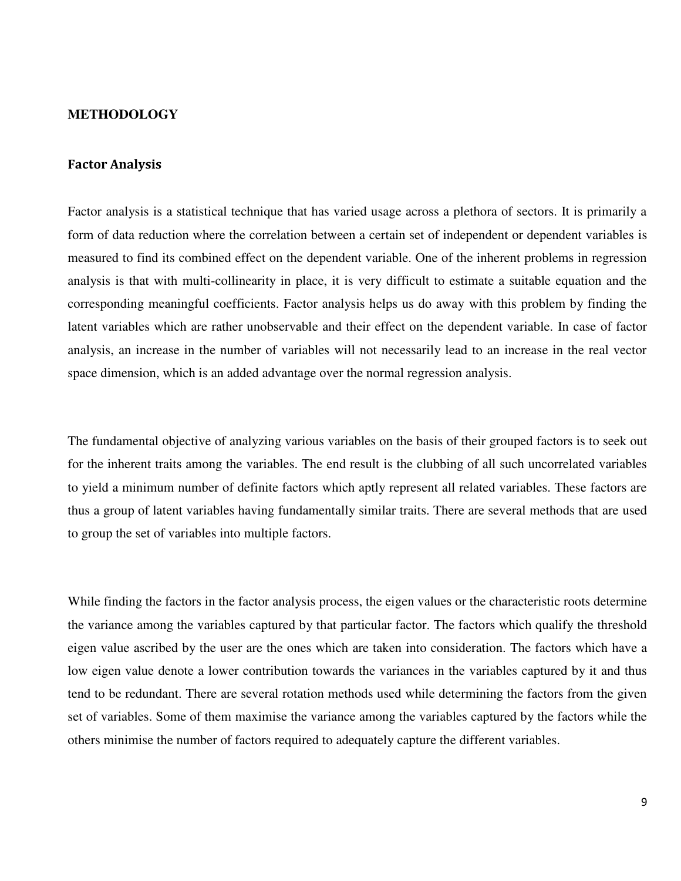## METHODOLOGY

### Factor Analysis

Factor analysis is a statistical technique that has varied usage across a plethora of sectors. It is primarily a form of data reduction where the correlation between a certain set of independent or dependent variables is measured to find its combined effect on the dependent variable. One of the inherent problems in regression analysis is that with multi-collinearity in place, it is very difficult to estimate a suitable equation and the corresponding meaningful coefficients. Factor analysis helps us do away with this problem by finding the latent variables which are rather unobservable and their effect on the dependent variable. In case of factor analysis, an increase in the number of variables will not necessarily lead to an increase in the real vector space dimension, which is an added advantage over the normal regression analysis.

The fundamental objective of analyzing various variables on the basis of their grouped factors is to seek out for the inherent traits among the variables. The end result is the clubbing of all such uncorrelated variables to yield a minimum number of definite factors which aptly represent all related variables. These factors are thus a group of latent variables having fundamentally similar traits. There are several methods that are used to group the set of variables into multiple factors.

While finding the factors in the factor analysis process, the eigen values or the characteristic roots determine the variance among the variables captured by that particular factor. The factors which qualify the threshold eigen value ascribed by the user are the ones which are taken into consideration. The factors which have a low eigen value denote a lower contribution towards the variances in the variables captured by it and thus tend to be redundant. There are several rotation methods used while determining the factors from the given set of variables. Some of them maximise the variance among the variables captured by the factors while the others minimise the number of factors required to adequately capture the different variables.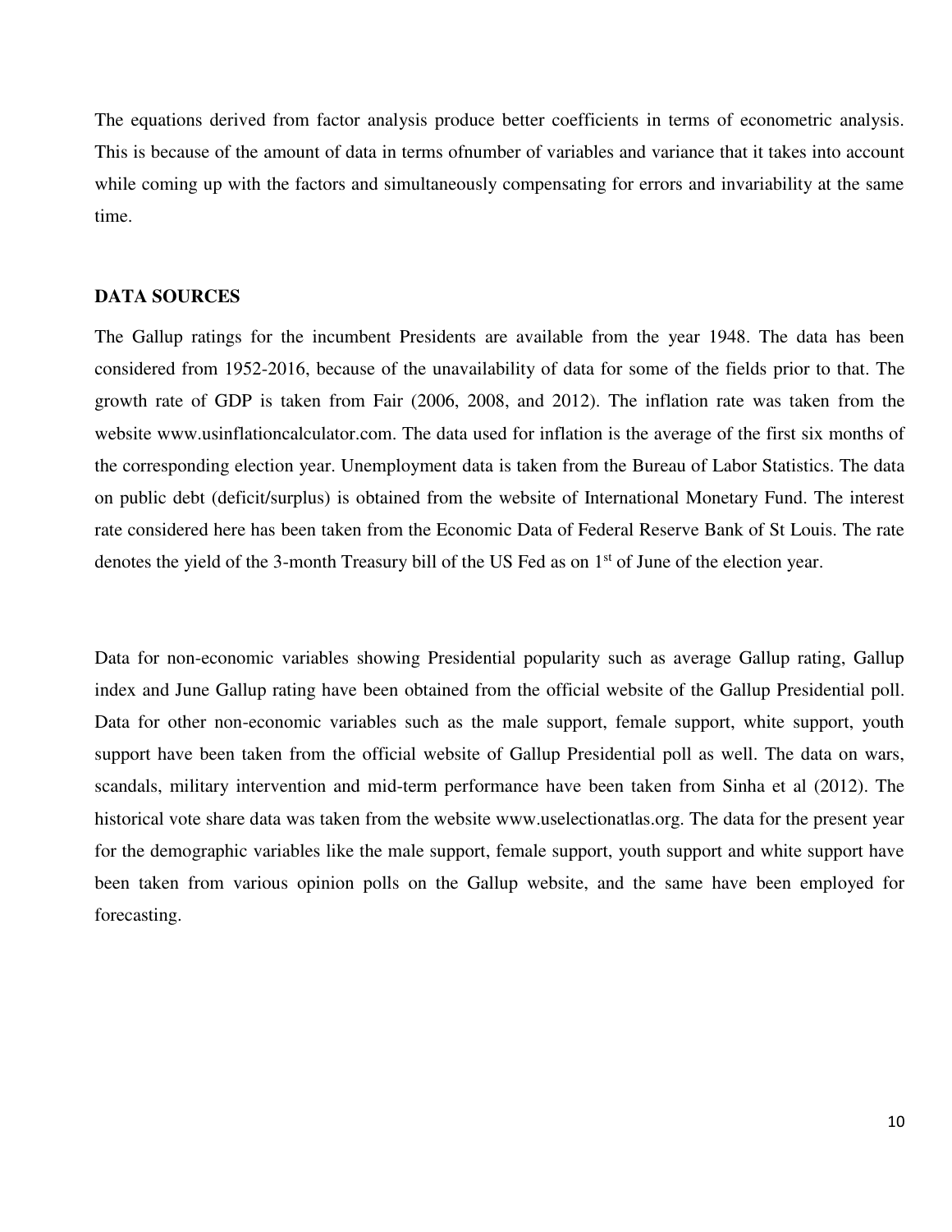The equations derived from factor analysis produce better coefficients in terms of econometric analysis. This is because of the amount of data in terms ofnumber of variables and variance that it takes into account while coming up with the factors and simultaneously compensating for errors and invariability at the same time.

## DATA SOURCES

The Gallup ratings for the incumbent Presidents are available from the year 1948. The data has been considered from 1952-2016, because of the unavailability of data for some of the fields prior to that. The growth rate of GDP is taken from Fair (2006, 2008, and 2012). The inflation rate was taken from the website www.usinflationcalculator.com. The data used for inflation is the average of the first six months of the corresponding election year. Unemployment data is taken from the Bureau of Labor Statistics. The data on public debt (deficit/surplus) is obtained from the website of International Monetary Fund. The interest rate considered here has been taken from the Economic Data of Federal Reserve Bank of St Louis. The rate denotes the yield of the 3-month Treasury bill of the US Fed as on 1st of June of the election year.

Data for non-economic variables showing Presidential popularity such as average Gallup rating, Gallup index and June Gallup rating have been obtained from the official website of the Gallup Presidential poll. Data for other non-economic variables such as the male support, female support, white support, youth support have been taken from the official website of Gallup Presidential poll as well. The data on wars, scandals, military intervention and mid-term performance have been taken from Sinha et al (2012). The historical vote share data was taken from the website www.uselectionatlas.org. The data for the present year for the demographic variables like the male support, female support, youth support and white support have been taken from various opinion polls on the Gallup website, and the same have been employed for forecasting.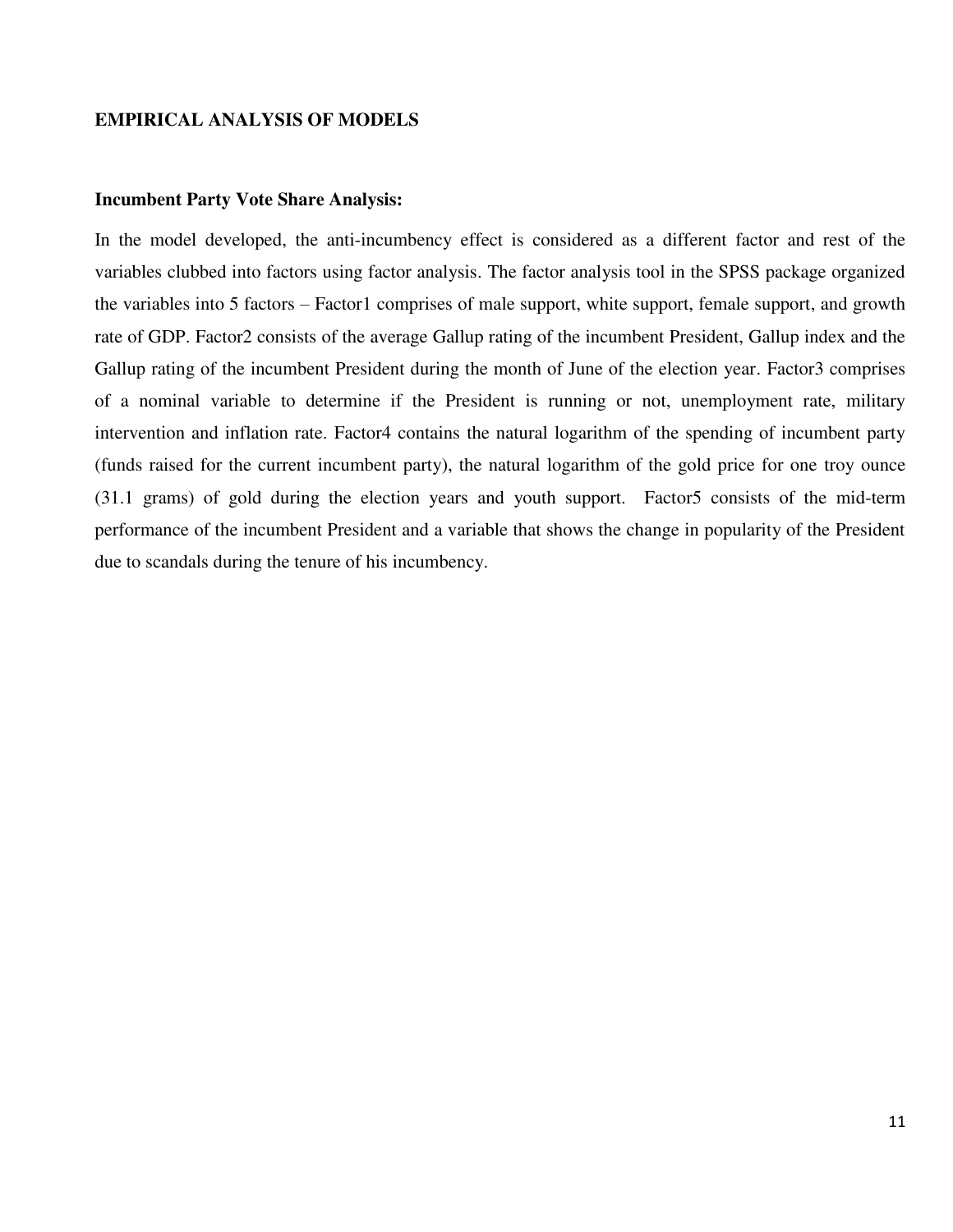## EMPIRICAL ANALYSIS OF MODELS

### Incumbent Party Vote Share Analysis:

In the model developed, the anti-incumbency effect is considered as a different factor and rest of the variables clubbed into factors using factor analysis. The factor analysis tool in the SPSS package organized the variables into 5 factors – Factor1 comprises of male support, white support, female support, and growth rate of GDP. Factor2 consists of the average Gallup rating of the incumbent President, Gallup index and the Gallup rating of the incumbent President during the month of June of the election year. Factor3 comprises of a nominal variable to determine if the President is running or not, unemployment rate, military intervention and inflation rate. Factor4 contains the natural logarithm of the spending of incumbent party (funds raised for the current incumbent party), the natural logarithm of the gold price for one troy ounce (31.1 grams) of gold during the election years and youth support. Factor5 consists of the mid-term performance of the incumbent President and a variable that shows the change in popularity of the President due to scandals during the tenure of his incumbency.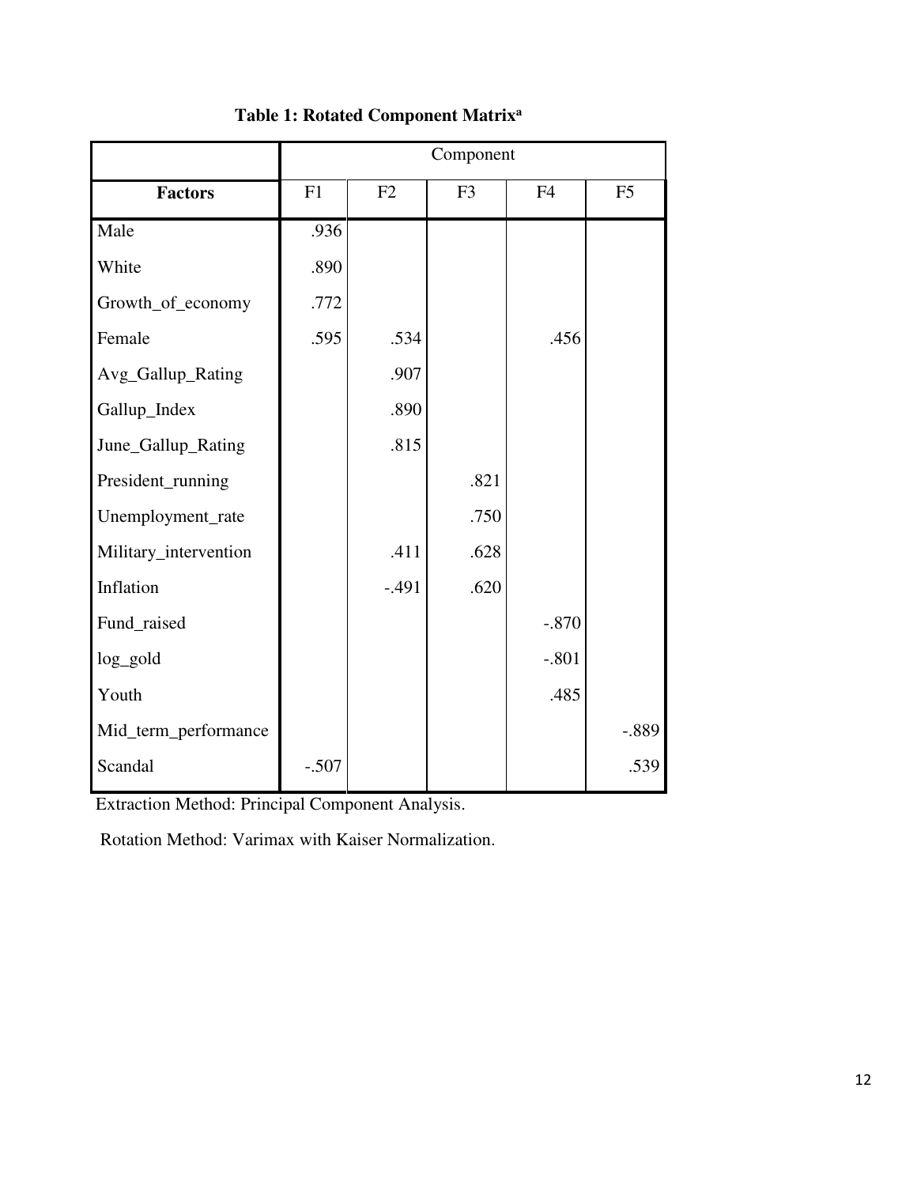**Table 1: Rotated Component Matrix[a]**

| | Component | | | | |
|---|---|---|---|---|---|
| **Factors** | F1 | F2 | F3 | F4 | F5 |
| Male | .936 | | | | |
| White | .890 | | | | |
| Growth_of_economy | .772 | | | | |
| Female | .595 | .534 | | .456 | |
| Avg_Gallup_Rating | | .907 | | | |
| Gallup_Index | | .890 | | | |
| June_Gallup_Rating | | .815 | | | |
| President_running | | | .821 | | |
| Unemployment_rate | | | .750 | | |
| Military_intervention | | .411 | .628 | | |
| Inflation | | -.491 | .620 | | |
| Fund_raised | | | | -.870 | |
| log_gold | | | | -.801 | |
| Youth | | | | .485 | |
| Mid_term_performance | | | | | -.889 |
| Scandal | -.507 | | | | .539 |

Extraction Method: Principal Component Analysis.

Rotation Method: Varimax with Kaiser Normalization.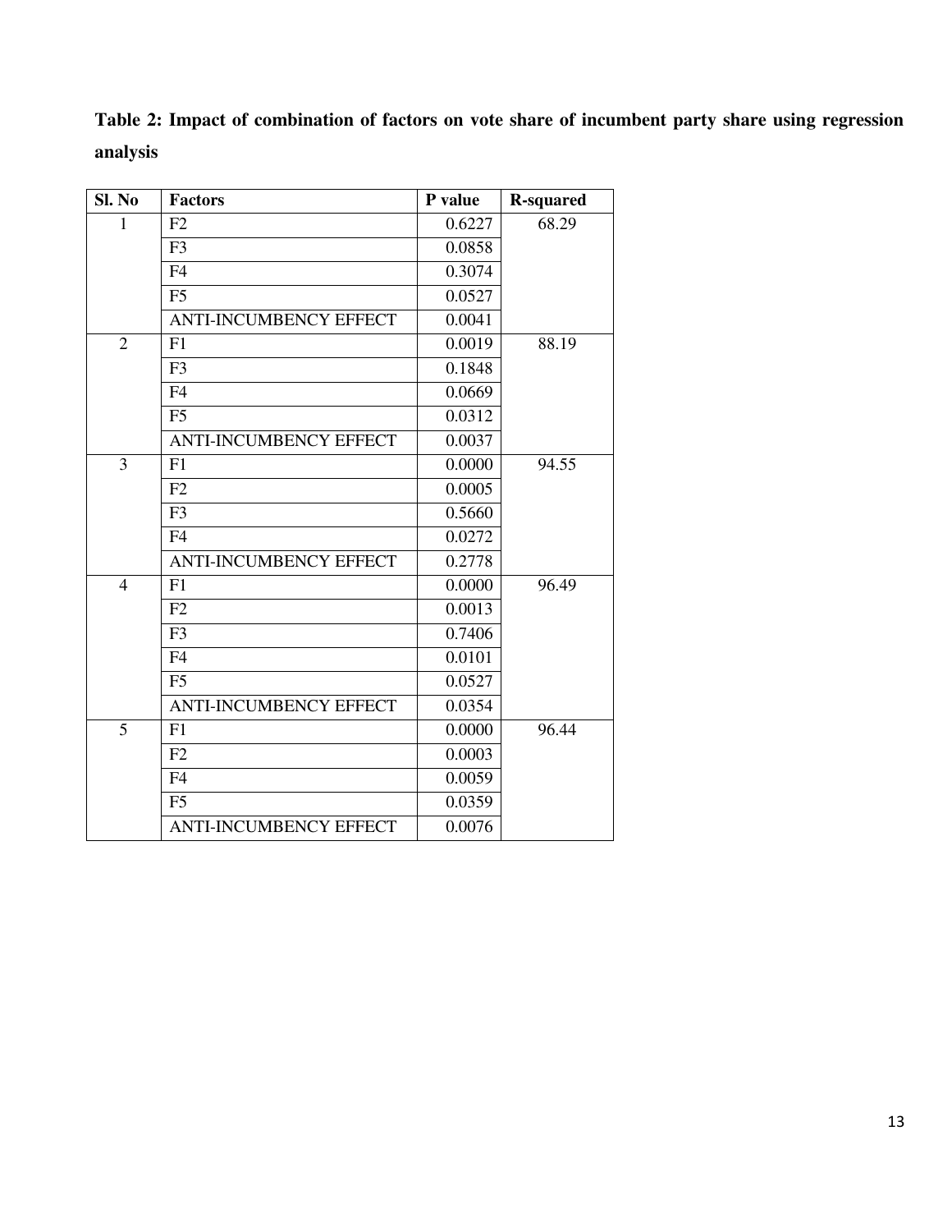**Table 2: Impact of combination of factors on vote share of incumbent party share using regression analysis**

| Sl. No | Factors | P value | R-squared |
|---|---|---|---|
| 1 | F2 | 0.6227 | 68.29 |
| | F3 | 0.0858 | |
| | F4 | 0.3074 | |
| | F5 | 0.0527 | |
| | ANTI-INCUMBENCY EFFECT | 0.0041 | |
| 2 | F1 | 0.0019 | 88.19 |
| | F3 | 0.1848 | |
| | F4 | 0.0669 | |
| | F5 | 0.0312 | |
| | ANTI-INCUMBENCY EFFECT | 0.0037 | |
| 3 | F1 | 0.0000 | 94.55 |
| | F2 | 0.0005 | |
| | F3 | 0.5660 | |
| | F4 | 0.0272 | |
| | ANTI-INCUMBENCY EFFECT | 0.2778 | |
| 4 | F1 | 0.0000 | 96.49 |
| | F2 | 0.0013 | |
| | F3 | 0.7406 | |
| | F4 | 0.0101 | |
| | F5 | 0.0527 | |
| | ANTI-INCUMBENCY EFFECT | 0.0354 | |
| 5 | F1 | 0.0000 | 96.44 |
| | F2 | 0.0003 | |
| | F4 | 0.0059 | |
| | F5 | 0.0359 | |
| | ANTI-INCUMBENCY EFFECT | 0.0076 | |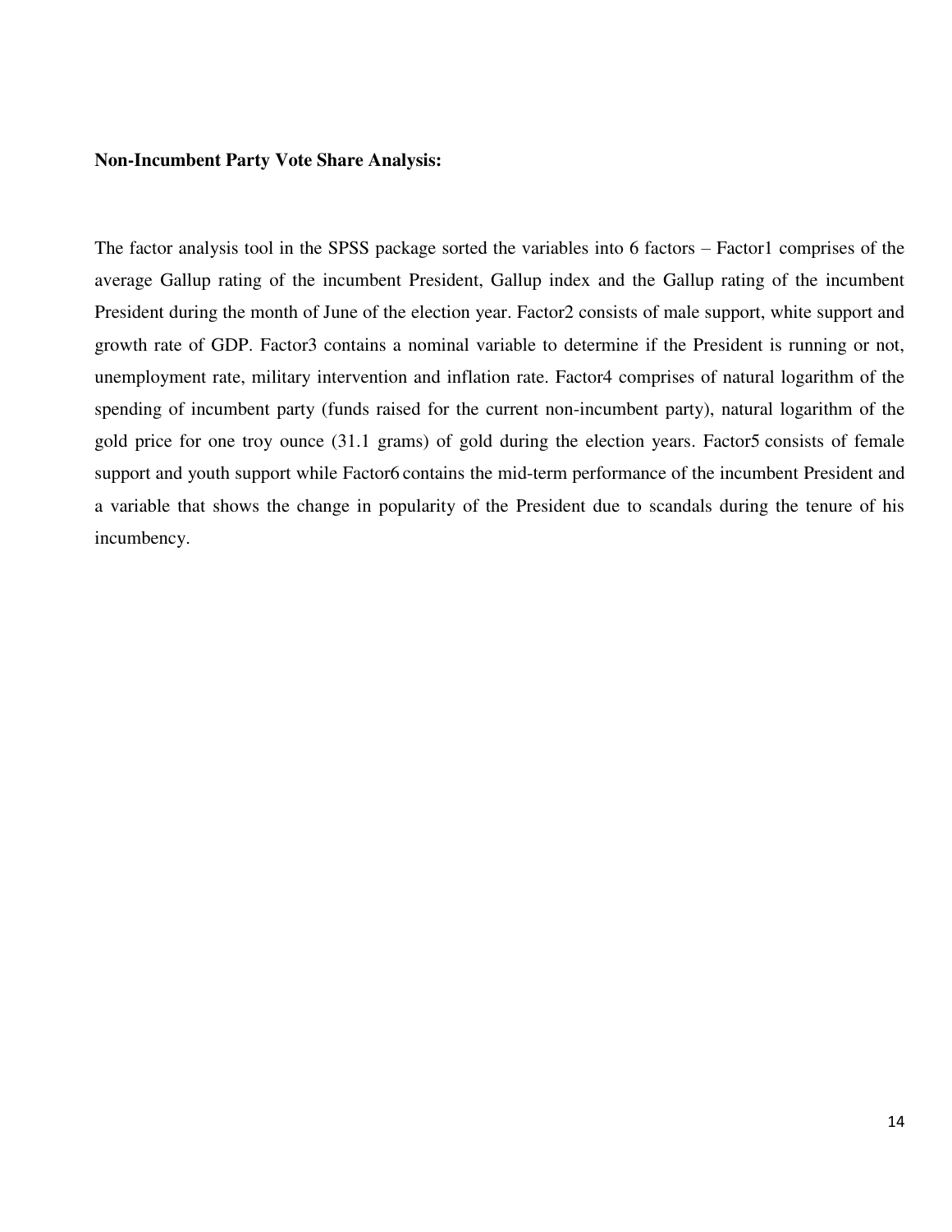**Non-Incumbent Party Vote Share Analysis:**

The factor analysis tool in the SPSS package sorted the variables into 6 factors – Factor1 comprises of the average Gallup rating of the incumbent President, Gallup index and the Gallup rating of the incumbent President during the month of June of the election year. Factor2 consists of male support, white support and growth rate of GDP. Factor3 contains a nominal variable to determine if the President is running or not, unemployment rate, military intervention and inflation rate. Factor4 comprises of natural logarithm of the spending of incumbent party (funds raised for the current non-incumbent party), natural logarithm of the gold price for one troy ounce (31.1 grams) of gold during the election years. Factor5 consists of female support and youth support while Factor6 contains the mid-term performance of the incumbent President and a variable that shows the change in popularity of the President due to scandals during the tenure of his incumbency.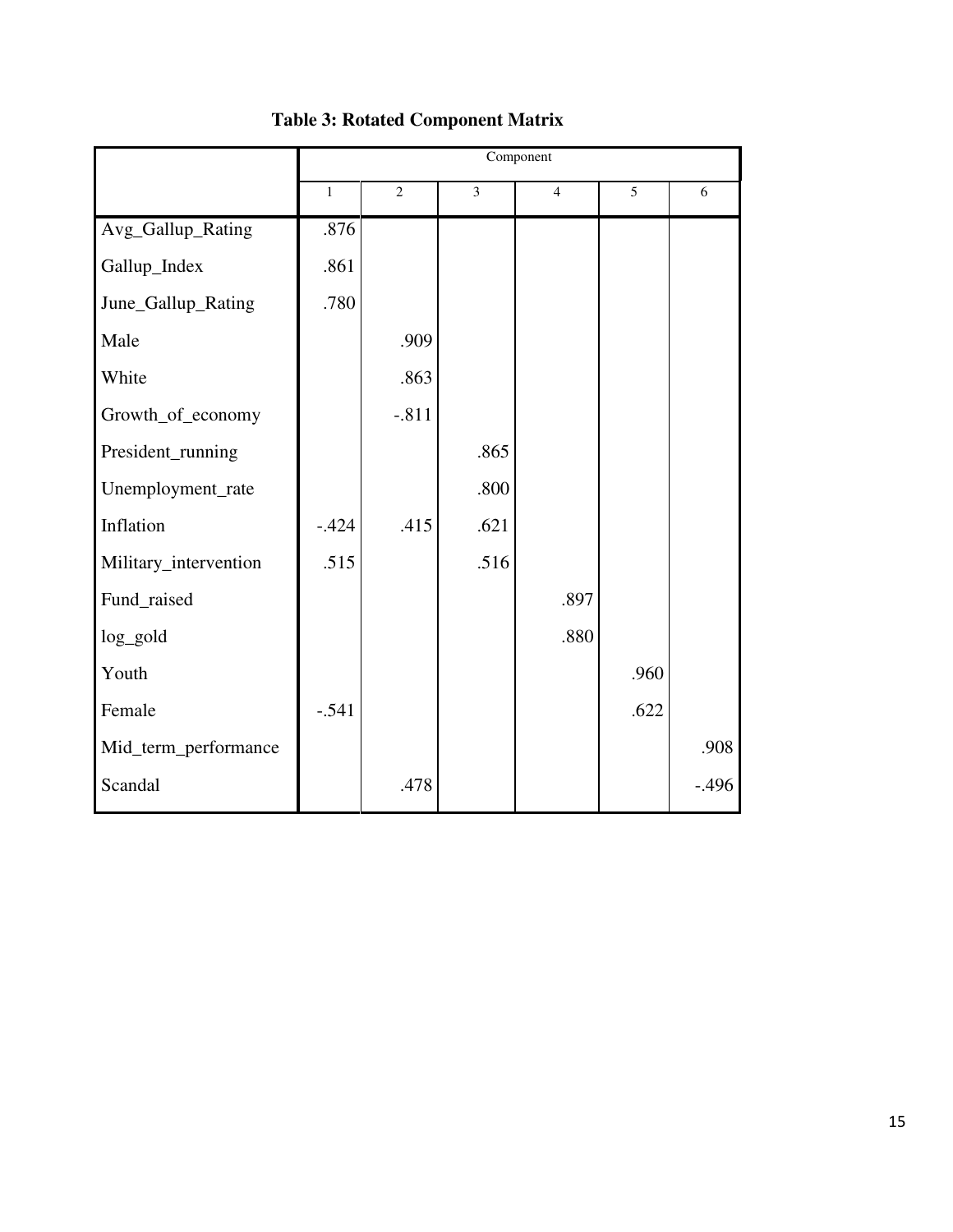**Table 3: Rotated Component Matrix**

| | Component | | | | | |
|---|---|---|---|---|---|---|
| | 1 | 2 | 3 | 4 | 5 | 6 |
| Avg_Gallup_Rating | .876 | | | | | |
| Gallup_Index | .861 | | | | | |
| June_Gallup_Rating | .780 | | | | | |
| Male | | .909 | | | | |
| White | | .863 | | | | |
| Growth_of_economy | | -.811 | | | | |
| President_running | | | .865 | | | |
| Unemployment_rate | | | .800 | | | |
| Inflation | -.424 | .415 | .621 | | | |
| Military_intervention | .515 | | .516 | | | |
| Fund_raised | | | | .897 | | |
| log_gold | | | | .880 | | |
| Youth | | | | | .960 | |
| Female | -.541 | | | | .622 | |
| Mid_term_performance | | | | | | .908 |
| Scandal | | .478 | | | | -.496 |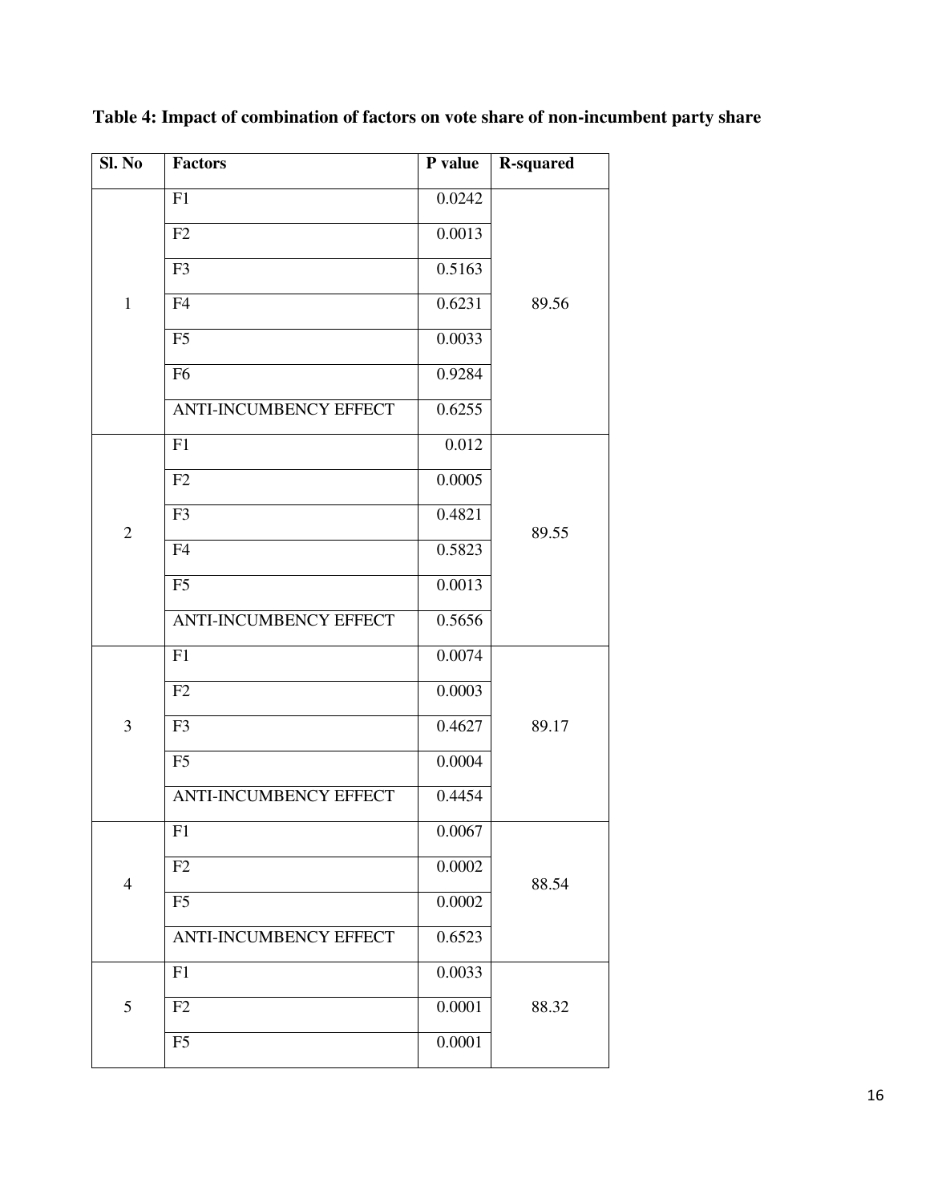**Table 4: Impact of combination of factors on vote share of non-incumbent party share**

| Sl. No | Factors | P value | R-squared |
|---|---|---|---|
| 1 | F1 | 0.0242 | 89.56 |
| | F2 | 0.0013 | |
| | F3 | 0.5163 | |
| | F4 | 0.6231 | |
| | F5 | 0.0033 | |
| | F6 | 0.9284 | |
| | ANTI-INCUMBENCY EFFECT | 0.6255 | |
| 2 | F1 | 0.012 | 89.55 |
| | F2 | 0.0005 | |
| | F3 | 0.4821 | |
| | F4 | 0.5823 | |
| | F5 | 0.0013 | |
| | ANTI-INCUMBENCY EFFECT | 0.5656 | |
| 3 | F1 | 0.0074 | 89.17 |
| | F2 | 0.0003 | |
| | F3 | 0.4627 | |
| | F5 | 0.0004 | |
| | ANTI-INCUMBENCY EFFECT | 0.4454 | |
| 4 | F1 | 0.0067 | 88.54 |
| | F2 | 0.0002 | |
| | F5 | 0.0002 | |
| | ANTI-INCUMBENCY EFFECT | 0.6523 | |
| 5 | F1 | 0.0033 | 88.32 |
| | F2 | 0.0001 | |
| | F5 | 0.0001 | |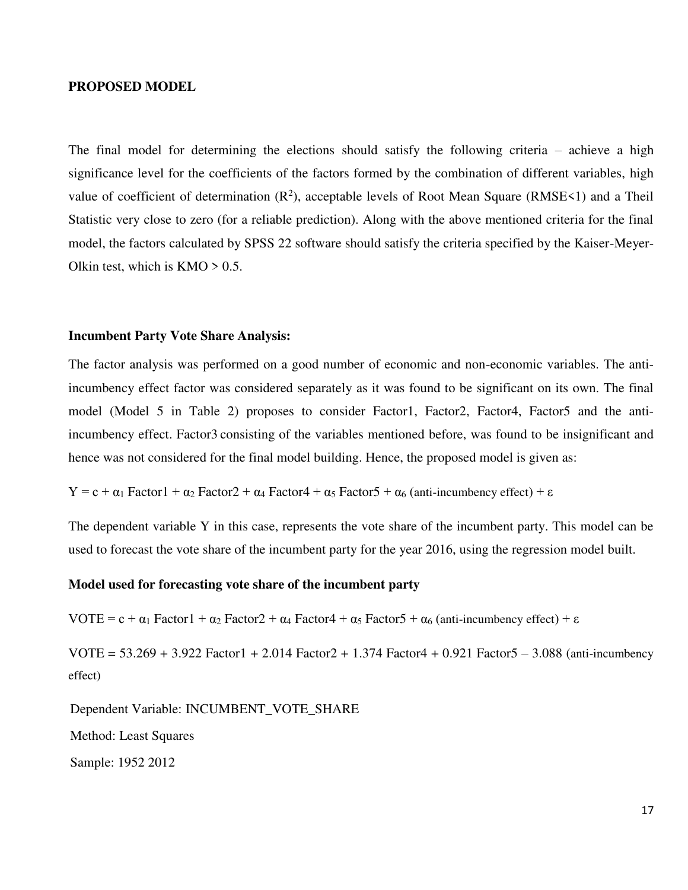**PROPOSED MODEL**

The final model for determining the elections should satisfy the following criteria – achieve a high significance level for the coefficients of the factors formed by the combination of different variables, high value of coefficient of determination ($R^2$), acceptable levels of Root Mean Square (RMSE<1) and a Theil Statistic very close to zero (for a reliable prediction). Along with the above mentioned criteria for the final model, the factors calculated by SPSS 22 software should satisfy the criteria specified by the Kaiser-Meyer-Olkin test, which is KMO > 0.5.

**Incumbent Party Vote Share Analysis:**

The factor analysis was performed on a good number of economic and non-economic variables. The anti-incumbency effect factor was considered separately as it was found to be significant on its own. The final model (Model 5 in Table 2) proposes to consider Factor1, Factor2, Factor4, Factor5 and the anti-incumbency effect. Factor3 consisting of the variables mentioned before, was found to be insignificant and hence was not considered for the final model building. Hence, the proposed model is given as:

$Y = c + \alpha_1 \text{ Factor1} + \alpha_2 \text{ Factor2} + \alpha_4 \text{ Factor4} + \alpha_5 \text{ Factor5} + \alpha_6 \text{ (anti-incumbency effect)} + \varepsilon$

The dependent variable Y in this case, represents the vote share of the incumbent party. This model can be used to forecast the vote share of the incumbent party for the year 2016, using the regression model built.

**Model used for forecasting vote share of the incumbent party**

$\text{VOTE} = c + \alpha_1 \text{ Factor1} + \alpha_2 \text{ Factor2} + \alpha_4 \text{ Factor4} + \alpha_5 \text{ Factor5} + \alpha_6 \text{ (anti-incumbency effect)} + \varepsilon$

$\text{VOTE} = 53.269 + 3.922 \text{ Factor1} + 2.014 \text{ Factor2} + 1.374 \text{ Factor4} + 0.921 \text{ Factor5} - 3.088 \text{ (anti-incumbency effect)}$

Dependent Variable: INCUMBENT_VOTE_SHARE

Method: Least Squares

Sample: 1952 2012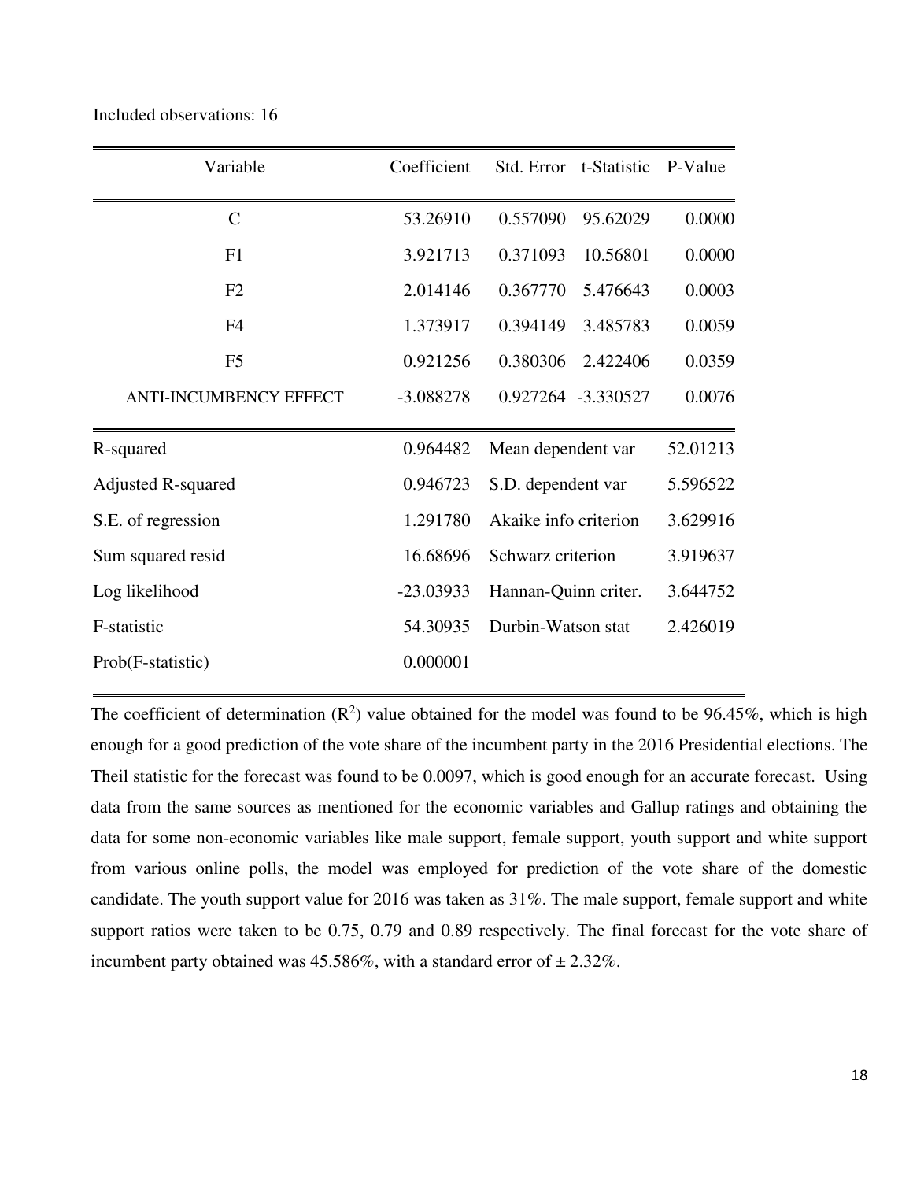Included observations: 16

| Variable | Coefficient | Std. Error | t-Statistic | P-Value |
|---|---|---|---|---|
| C | 53.26910 | 0.557090 | 95.62029 | 0.0000 |
| F1 | 3.921713 | 0.371093 | 10.56801 | 0.0000 |
| F2 | 2.014146 | 0.367770 | 5.476643 | 0.0003 |
| F4 | 1.373917 | 0.394149 | 3.485783 | 0.0059 |
| F5 | 0.921256 | 0.380306 | 2.422406 | 0.0359 |
| ANTI-INCUMBENCY EFFECT | -3.088278 | 0.927264 | -3.330527 | 0.0076 |

| | | | |
|---|---|---|---|
| R-squared | 0.964482 | Mean dependent var | 52.01213 |
| Adjusted R-squared | 0.946723 | S.D. dependent var | 5.596522 |
| S.E. of regression | 1.291780 | Akaike info criterion | 3.629916 |
| Sum squared resid | 16.68696 | Schwarz criterion | 3.919637 |
| Log likelihood | -23.03933 | Hannan-Quinn criter. | 3.644752 |
| F-statistic | 54.30935 | Durbin-Watson stat | 2.426019 |
| Prob(F-statistic) | 0.000001 | | |

The coefficient of determination ($R^2$) value obtained for the model was found to be 96.45%, which is high enough for a good prediction of the vote share of the incumbent party in the 2016 Presidential elections. The Theil statistic for the forecast was found to be 0.0097, which is good enough for an accurate forecast. Using data from the same sources as mentioned for the economic variables and Gallup ratings and obtaining the data for some non-economic variables like male support, female support, youth support and white support from various online polls, the model was employed for prediction of the vote share of the domestic candidate. The youth support value for 2016 was taken as 31%. The male support, female support and white support ratios were taken to be 0.75, 0.79 and 0.89 respectively. The final forecast for the vote share of incumbent party obtained was 45.586%, with a standard error of ± 2.32%.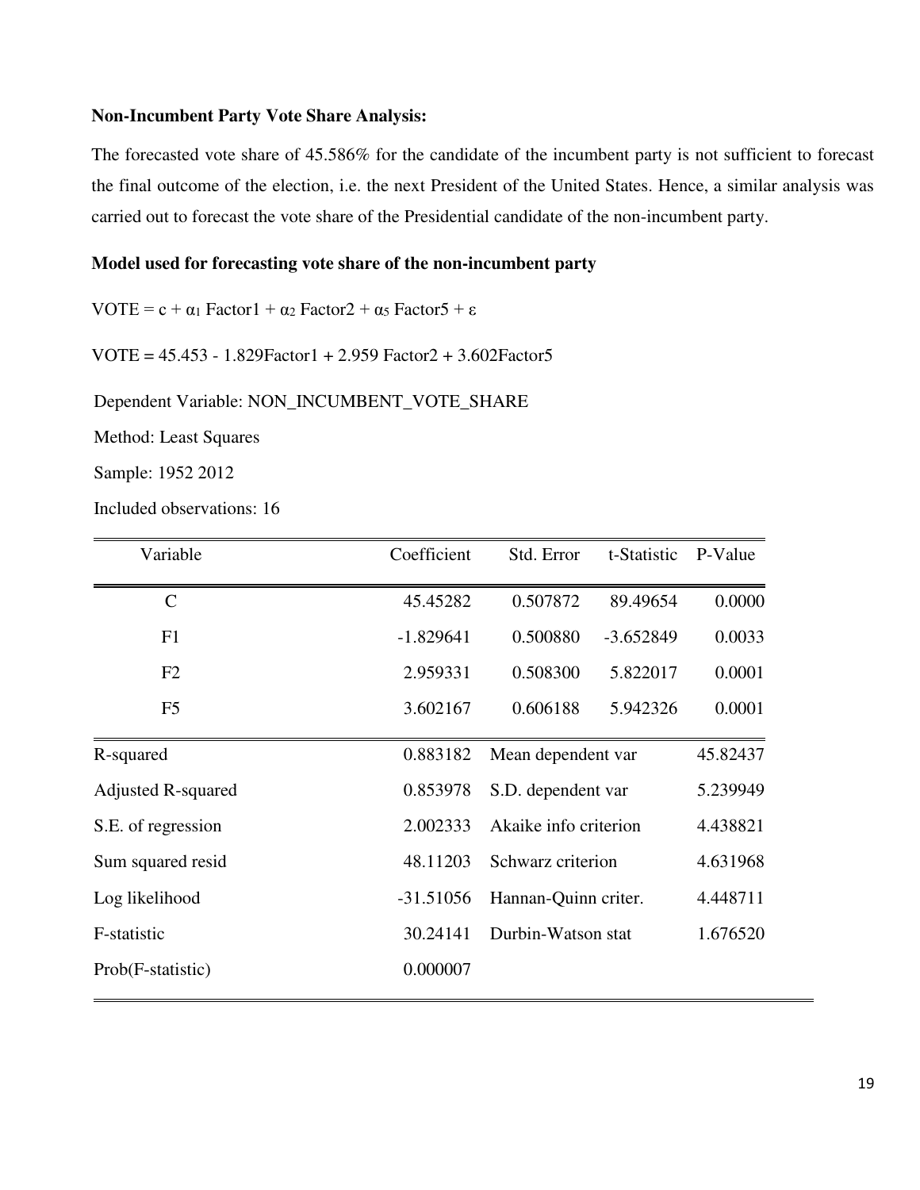**Non-Incumbent Party Vote Share Analysis:**

The forecasted vote share of 45.586% for the candidate of the incumbent party is not sufficient to forecast the final outcome of the election, i.e. the next President of the United States. Hence, a similar analysis was carried out to forecast the vote share of the Presidential candidate of the non-incumbent party.

**Model used for forecasting vote share of the non-incumbent party**

$$VOTE = c + \alpha_1 \text{ Factor1} + \alpha_2 \text{ Factor2} + \alpha_5 \text{ Factor5} + \varepsilon$$

$$VOTE = 45.453 - 1.829\text{Factor1} + 2.959 \text{ Factor2} + 3.602\text{Factor5}$$

Dependent Variable: NON_INCUMBENT_VOTE_SHARE

Method: Least Squares

Sample: 1952 2012

Included observations: 16

| Variable | Coefficient | Std. Error | t-Statistic | P-Value |
|---|---|---|---|---|
| C | 45.45282 | 0.507872 | 89.49654 | 0.0000 |
| F1 | -1.829641 | 0.500880 | -3.652849 | 0.0033 |
| F2 | 2.959331 | 0.508300 | 5.822017 | 0.0001 |
| F5 | 3.602167 | 0.606188 | 5.942326 | 0.0001 |

| | | | |
|---|---|---|---|
| R-squared | 0.883182 | Mean dependent var | 45.82437 |
| Adjusted R-squared | 0.853978 | S.D. dependent var | 5.239949 |
| S.E. of regression | 2.002333 | Akaike info criterion | 4.438821 |
| Sum squared resid | 48.11203 | Schwarz criterion | 4.631968 |
| Log likelihood | -31.51056 | Hannan-Quinn criter. | 4.448711 |
| F-statistic | 30.24141 | Durbin-Watson stat | 1.676520 |
| Prob(F-statistic) | 0.000007 | | |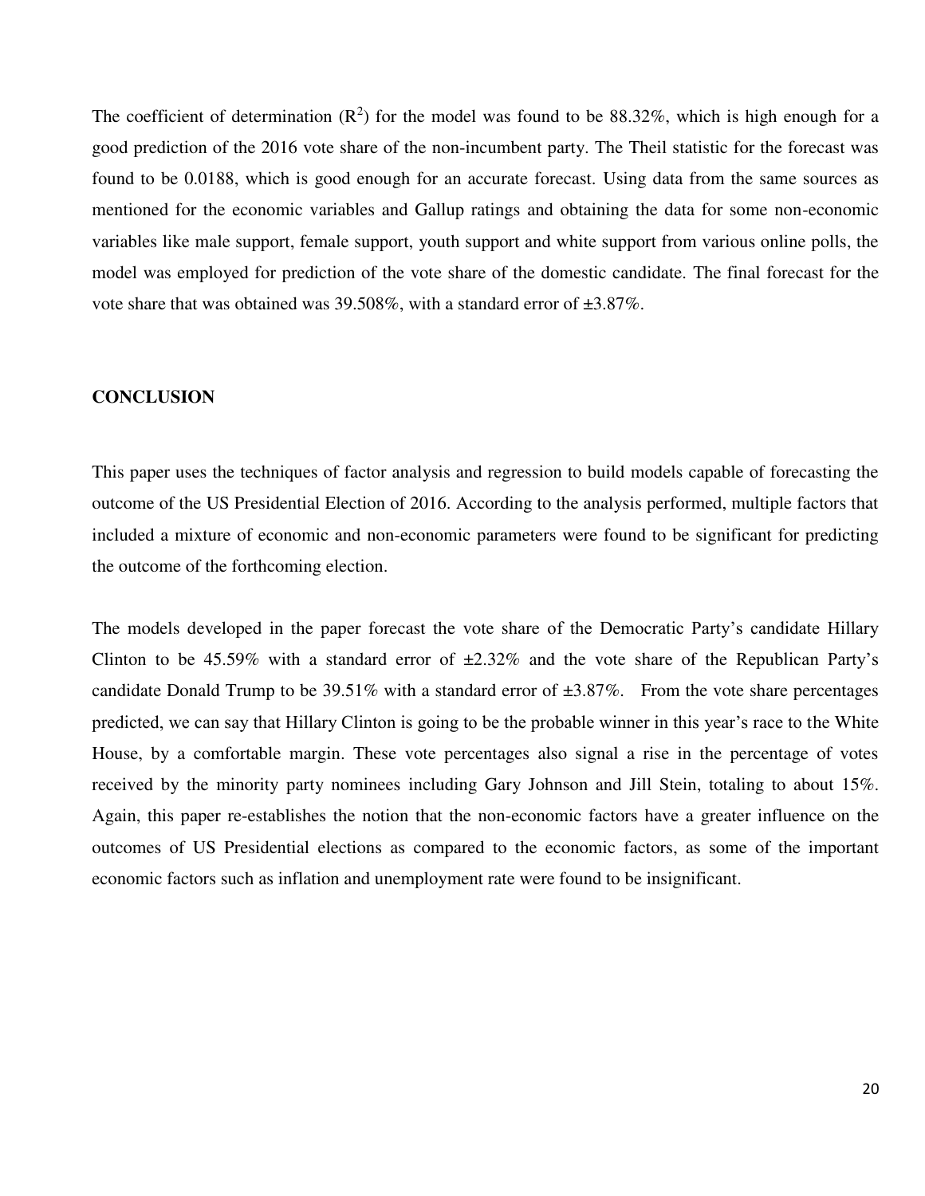The coefficient of determination ($R^2$) for the model was found to be 88.32%, which is high enough for a good prediction of the 2016 vote share of the non-incumbent party. The Theil statistic for the forecast was found to be 0.0188, which is good enough for an accurate forecast. Using data from the same sources as mentioned for the economic variables and Gallup ratings and obtaining the data for some non-economic variables like male support, female support, youth support and white support from various online polls, the model was employed for prediction of the vote share of the domestic candidate. The final forecast for the vote share that was obtained was 39.508%, with a standard error of ±3.87%.

## CONCLUSION

This paper uses the techniques of factor analysis and regression to build models capable of forecasting the outcome of the US Presidential Election of 2016. According to the analysis performed, multiple factors that included a mixture of economic and non-economic parameters were found to be significant for predicting the outcome of the forthcoming election.

The models developed in the paper forecast the vote share of the Democratic Party's candidate Hillary Clinton to be 45.59% with a standard error of ±2.32% and the vote share of the Republican Party's candidate Donald Trump to be 39.51% with a standard error of ±3.87%. From the vote share percentages predicted, we can say that Hillary Clinton is going to be the probable winner in this year's race to the White House, by a comfortable margin. These vote percentages also signal a rise in the percentage of votes received by the minority party nominees including Gary Johnson and Jill Stein, totaling to about 15%. Again, this paper re-establishes the notion that the non-economic factors have a greater influence on the outcomes of US Presidential elections as compared to the economic factors, as some of the important economic factors such as inflation and unemployment rate were found to be insignificant.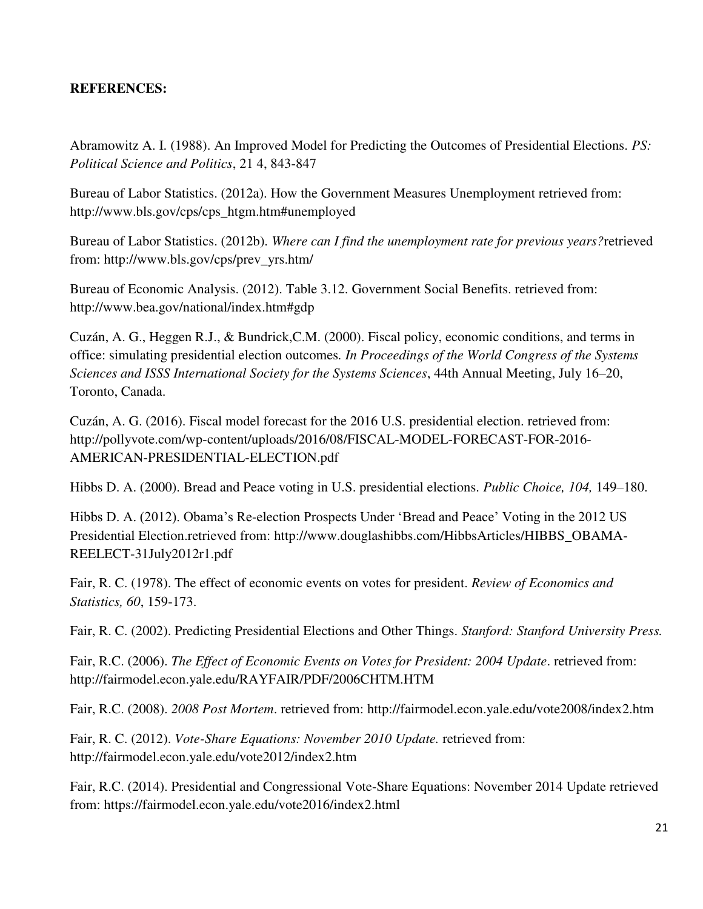**REFERENCES:**

Abramowitz A. I. (1988). An Improved Model for Predicting the Outcomes of Presidential Elections. *PS: Political Science and Politics*, 21 4, 843-847

Bureau of Labor Statistics. (2012a). How the Government Measures Unemployment retrieved from: http://www.bls.gov/cps/cps_htgm.htm#unemployed

Bureau of Labor Statistics. (2012b). *Where can I find the unemployment rate for previous years?*retrieved from: http://www.bls.gov/cps/prev_yrs.htm/

Bureau of Economic Analysis. (2012). Table 3.12. Government Social Benefits. retrieved from: http://www.bea.gov/national/index.htm#gdp

Cuzán, A. G., Heggen R.J., & Bundrick,C.M. (2000). Fiscal policy, economic conditions, and terms in office: simulating presidential election outcomes. *In Proceedings of the World Congress of the Systems Sciences and ISSS International Society for the Systems Sciences*, 44th Annual Meeting, July 16–20, Toronto, Canada.

Cuzán, A. G. (2016). Fiscal model forecast for the 2016 U.S. presidential election. retrieved from: http://pollyvote.com/wp-content/uploads/2016/08/FISCAL-MODEL-FORECAST-FOR-2016-AMERICAN-PRESIDENTIAL-ELECTION.pdf

Hibbs D. A. (2000). Bread and Peace voting in U.S. presidential elections. *Public Choice, 104,* 149–180.

Hibbs D. A. (2012). Obama's Re-election Prospects Under 'Bread and Peace' Voting in the 2012 US Presidential Election.retrieved from: http://www.douglashibbs.com/HibbsArticles/HIBBS_OBAMA-REELECT-31July2012r1.pdf

Fair, R. C. (1978). The effect of economic events on votes for president. *Review of Economics and Statistics, 60*, 159-173.

Fair, R. C. (2002). Predicting Presidential Elections and Other Things. *Stanford: Stanford University Press.*

Fair, R.C. (2006). *The Effect of Economic Events on Votes for President: 2004 Update*. retrieved from: http://fairmodel.econ.yale.edu/RAYFAIR/PDF/2006CHTM.HTM

Fair, R.C. (2008). *2008 Post Mortem*. retrieved from: http://fairmodel.econ.yale.edu/vote2008/index2.htm

Fair, R. C. (2012). *Vote-Share Equations: November 2010 Update.* retrieved from: http://fairmodel.econ.yale.edu/vote2012/index2.htm

Fair, R.C. (2014). Presidential and Congressional Vote-Share Equations: November 2014 Update retrieved from: https://fairmodel.econ.yale.edu/vote2016/index2.html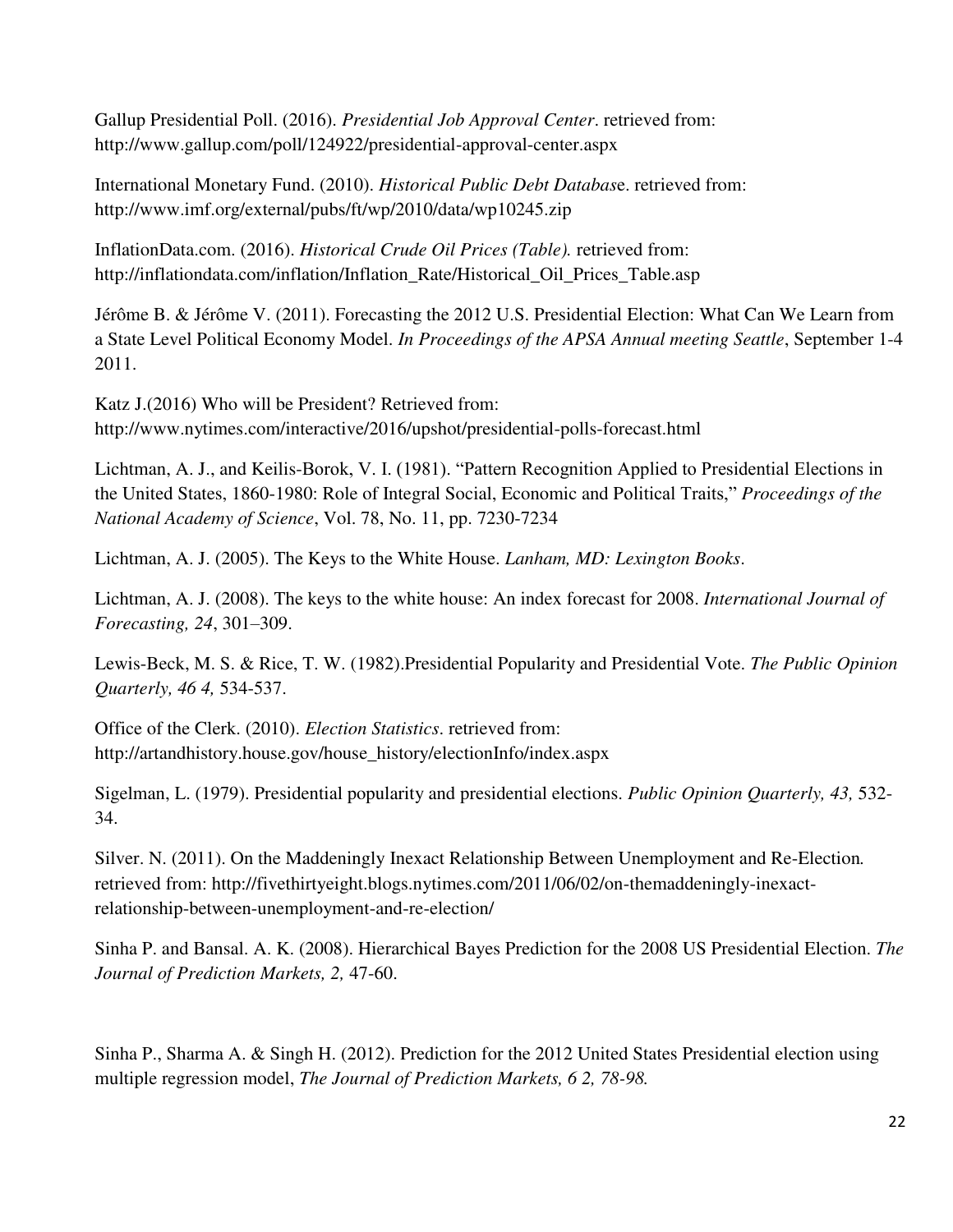Gallup Presidential Poll. (2016). *Presidential Job Approval Center*. retrieved from: http://www.gallup.com/poll/124922/presidential-approval-center.aspx

International Monetary Fund. (2010). *Historical Public Debt Database*. retrieved from: http://www.imf.org/external/pubs/ft/wp/2010/data/wp10245.zip

InflationData.com. (2016). *Historical Crude Oil Prices (Table).* retrieved from: http://inflationdata.com/inflation/Inflation_Rate/Historical_Oil_Prices_Table.asp

Jérôme B. & Jérôme V. (2011). Forecasting the 2012 U.S. Presidential Election: What Can We Learn from a State Level Political Economy Model. *In Proceedings of the APSA Annual meeting Seattle*, September 1-4 2011.

Katz J.(2016) Who will be President? Retrieved from: http://www.nytimes.com/interactive/2016/upshot/presidential-polls-forecast.html

Lichtman, A. J., and Keilis-Borok, V. I. (1981). "Pattern Recognition Applied to Presidential Elections in the United States, 1860-1980: Role of Integral Social, Economic and Political Traits," *Proceedings of the National Academy of Science*, Vol. 78, No. 11, pp. 7230-7234

Lichtman, A. J. (2005). The Keys to the White House. *Lanham, MD: Lexington Books*.

Lichtman, A. J. (2008). The keys to the white house: An index forecast for 2008. *International Journal of Forecasting, 24*, 301–309.

Lewis-Beck, M. S. & Rice, T. W. (1982).Presidential Popularity and Presidential Vote. *The Public Opinion Quarterly, 46 4,* 534-537.

Office of the Clerk. (2010). *Election Statistics*. retrieved from: http://artandhistory.house.gov/house_history/electionInfo/index.aspx

Sigelman, L. (1979). Presidential popularity and presidential elections. *Public Opinion Quarterly, 43,* 532-34.

Silver. N. (2011). On the Maddeningly Inexact Relationship Between Unemployment and Re-Election*.* retrieved from: http://fivethirtyeight.blogs.nytimes.com/2011/06/02/on-themaddeningly-inexact-relationship-between-unemployment-and-re-election/

Sinha P. and Bansal. A. K. (2008). Hierarchical Bayes Prediction for the 2008 US Presidential Election. *The Journal of Prediction Markets, 2,* 47-60.

Sinha P., Sharma A. & Singh H. (2012). Prediction for the 2012 United States Presidential election using multiple regression model, *The Journal of Prediction Markets, 6 2, 78-98.*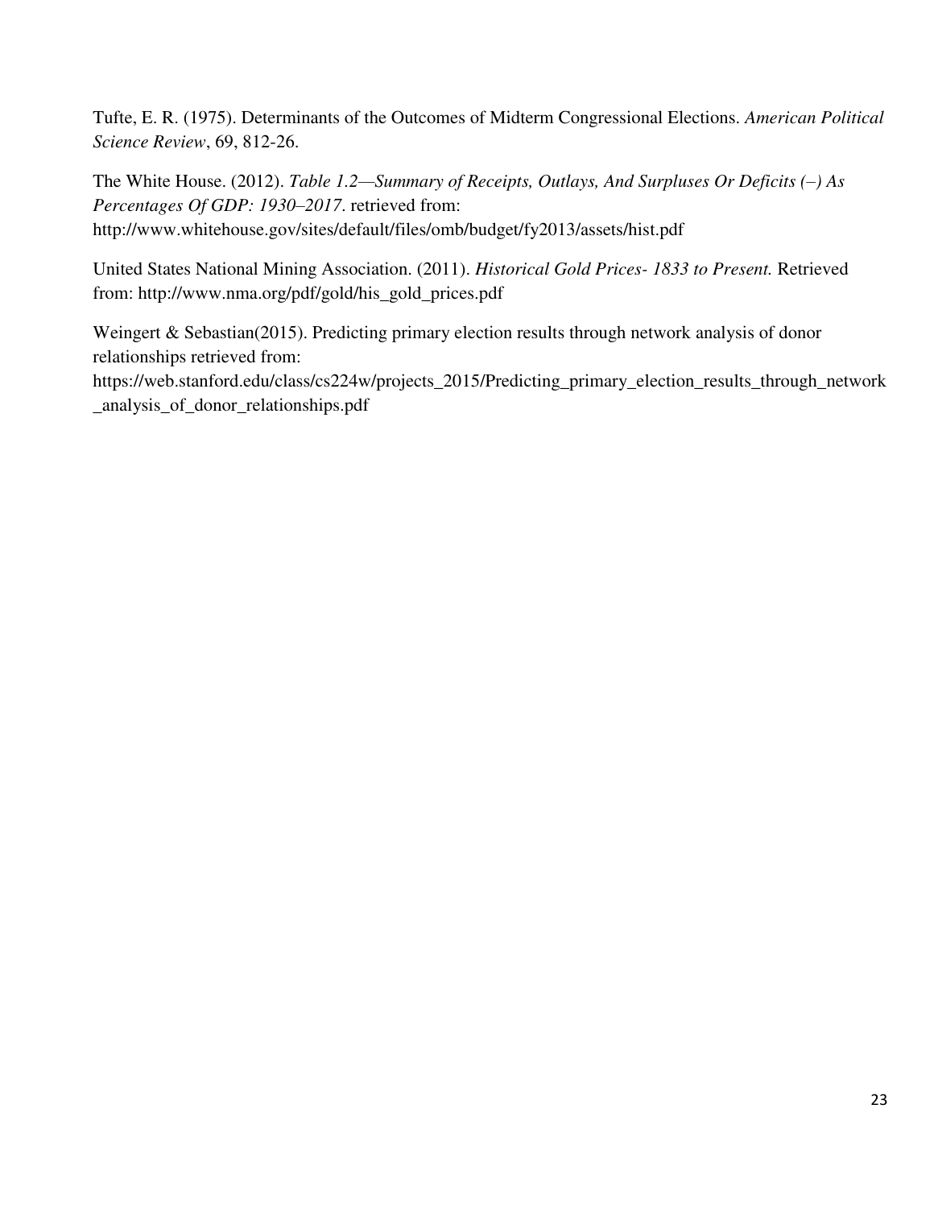Tufte, E. R. (1975). Determinants of the Outcomes of Midterm Congressional Elections. *American Political Science Review*, 69, 812-26.

The White House. (2012). *Table 1.2—Summary of Receipts, Outlays, And Surpluses Or Deficits (–) As Percentages Of GDP: 1930–2017*. retrieved from: http://www.whitehouse.gov/sites/default/files/omb/budget/fy2013/assets/hist.pdf

United States National Mining Association. (2011). *Historical Gold Prices- 1833 to Present.* Retrieved from: http://www.nma.org/pdf/gold/his_gold_prices.pdf

Weingert & Sebastian(2015). Predicting primary election results through network analysis of donor relationships retrieved from: https://web.stanford.edu/class/cs224w/projects_2015/Predicting_primary_election_results_through_network_analysis_of_donor_relationships.pdf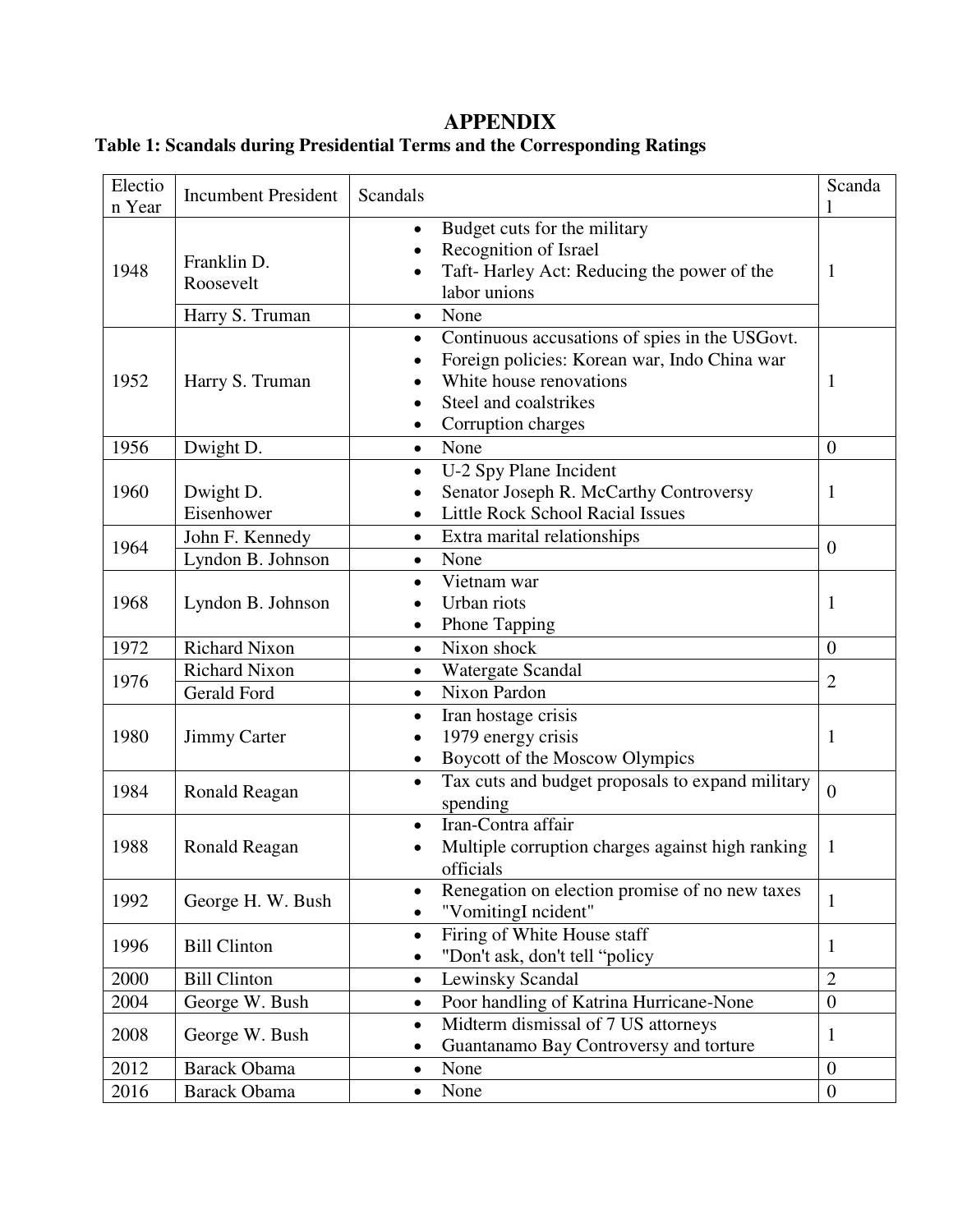# APPENDIX

**Table 1: Scandals during Presidential Terms and the Corresponding Ratings**

| Election Year | Incumbent President | Scandals | Scandal |
|---|---|---|---|
| 1948 | Franklin D. Roosevelt | • Budget cuts for the military<br>• Recognition of Israel<br>• Taft- Harley Act: Reducing the power of the labor unions | 1 |
| | Harry S. Truman | • None | |
| 1952 | Harry S. Truman | • Continuous accusations of spies in the USGovt.<br>• Foreign policies: Korean war, Indo China war<br>• White house renovations<br>• Steel and coalstrikes<br>• Corruption charges | 1 |
| 1956 | Dwight D. | • None | 0 |
| 1960 | Dwight D. Eisenhower | • U-2 Spy Plane Incident<br>• Senator Joseph R. McCarthy Controversy<br>• Little Rock School Racial Issues | 1 |
| 1964 | John F. Kennedy | • Extra marital relationships | 0 |
| | Lyndon B. Johnson | • None | |
| 1968 | Lyndon B. Johnson | • Vietnam war<br>• Urban riots<br>• Phone Tapping | 1 |
| 1972 | Richard Nixon | • Nixon shock | 0 |
| 1976 | Richard Nixon | • Watergate Scandal | 2 |
| | Gerald Ford | • Nixon Pardon | |
| 1980 | Jimmy Carter | • Iran hostage crisis<br>• 1979 energy crisis<br>• Boycott of the Moscow Olympics | 1 |
| 1984 | Ronald Reagan | • Tax cuts and budget proposals to expand military spending | 0 |
| 1988 | Ronald Reagan | • Iran-Contra affair<br>• Multiple corruption charges against high ranking officials | 1 |
| 1992 | George H. W. Bush | • Renegation on election promise of no new taxes<br>• "VomitingI ncident" | 1 |
| 1996 | Bill Clinton | • Firing of White House staff<br>• "Don't ask, don't tell "policy | 1 |
| 2000 | Bill Clinton | • Lewinsky Scandal | 2 |
| 2004 | George W. Bush | • Poor handling of Katrina Hurricane-None | 0 |
| 2008 | George W. Bush | • Midterm dismissal of 7 US attorneys<br>• Guantanamo Bay Controversy and torture | 1 |
| 2012 | Barack Obama | • None | 0 |
| 2016 | Barack Obama | • None | 0 |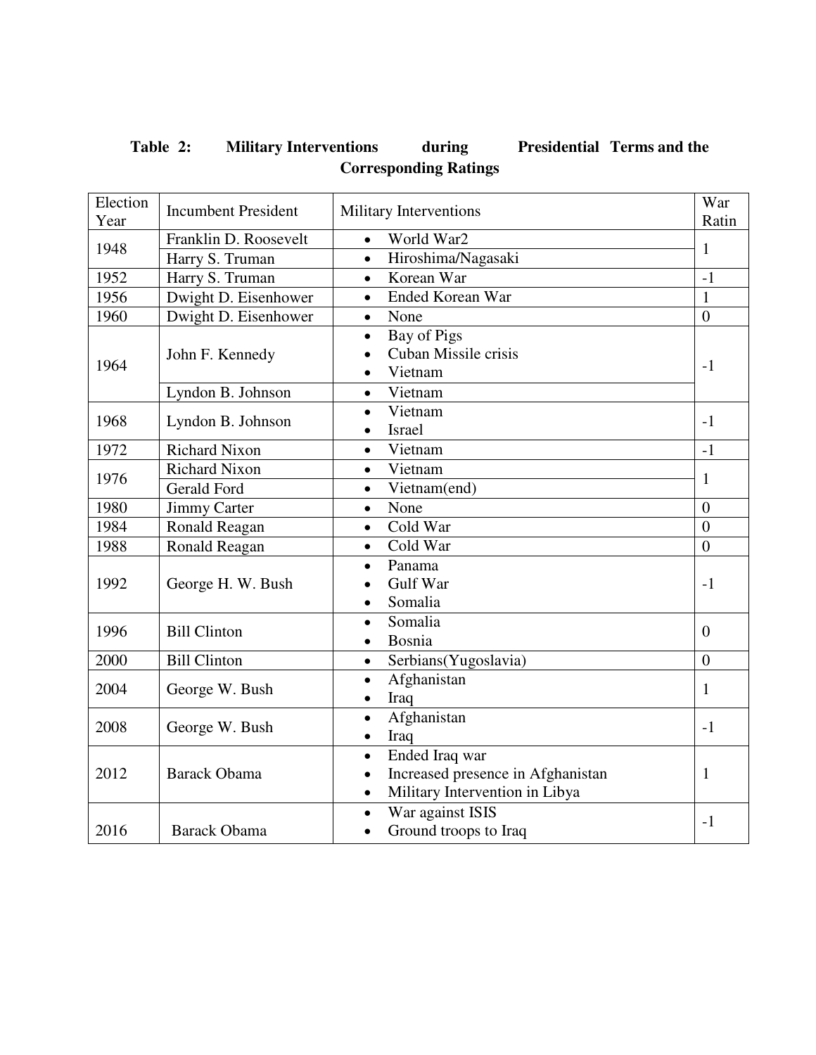**Table 2: Military Interventions during Presidential Terms and the Corresponding Ratings**

| Election Year | Incumbent President | Military Interventions | War Ratin |
|---|---|---|---|
| 1948 | Franklin D. Roosevelt | • World War2 | 1 |
| | Harry S. Truman | • Hiroshima/Nagasaki | |
| 1952 | Harry S. Truman | • Korean War | -1 |
| 1956 | Dwight D. Eisenhower | • Ended Korean War | 1 |
| 1960 | Dwight D. Eisenhower | • None | 0 |
| 1964 | John F. Kennedy | • Bay of Pigs<br>• Cuban Missile crisis<br>• Vietnam | -1 |
| | Lyndon B. Johnson | • Vietnam | |
| 1968 | Lyndon B. Johnson | • Vietnam<br>• Israel | -1 |
| 1972 | Richard Nixon | • Vietnam | -1 |
| 1976 | Richard Nixon | • Vietnam | 1 |
| | Gerald Ford | • Vietnam(end) | |
| 1980 | Jimmy Carter | • None | 0 |
| 1984 | Ronald Reagan | • Cold War | 0 |
| 1988 | Ronald Reagan | • Cold War | 0 |
| 1992 | George H. W. Bush | • Panama<br>• Gulf War<br>• Somalia | -1 |
| 1996 | Bill Clinton | • Somalia<br>• Bosnia | 0 |
| 2000 | Bill Clinton | • Serbians(Yugoslavia) | 0 |
| 2004 | George W. Bush | • Afghanistan<br>• Iraq | 1 |
| 2008 | George W. Bush | • Afghanistan<br>• Iraq | -1 |
| 2012 | Barack Obama | • Ended Iraq war<br>• Increased presence in Afghanistan<br>• Military Intervention in Libya | 1 |
| 2016 | Barack Obama | • War against ISIS<br>• Ground troops to Iraq | -1 |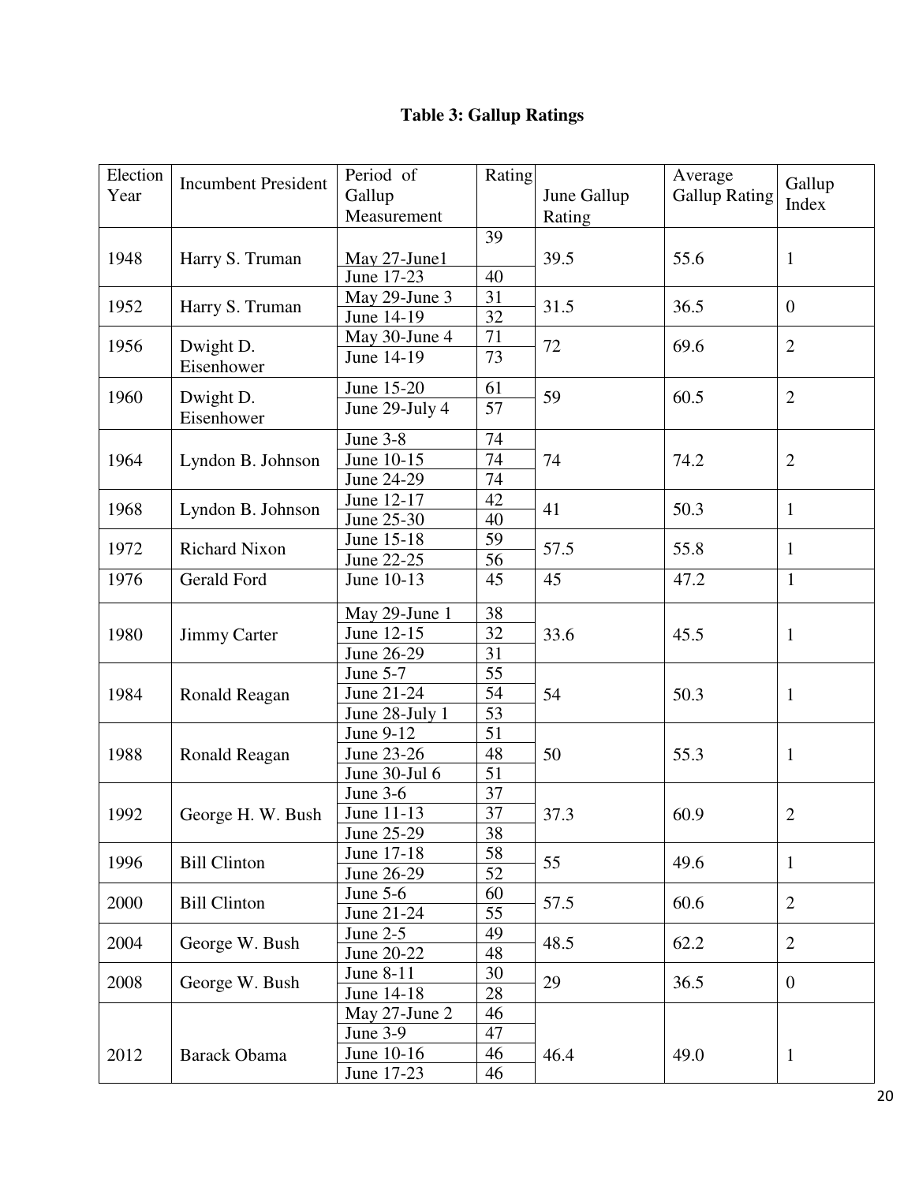**Table 3: Gallup Ratings**

| Election Year | Incumbent President | Period of Gallup Measurement | Rating | June Gallup Rating | Average Gallup Rating | Gallup Index |
|---|---|---|---|---|---|---|
| 1948 | Harry S. Truman | May 27-June1 | 39 | 39.5 | 55.6 | 1 |
| | | June 17-23 | 40 | | | |
| 1952 | Harry S. Truman | May 29-June 3 | 31 | 31.5 | 36.5 | 0 |
| | | June 14-19 | 32 | | | |
| 1956 | Dwight D. Eisenhower | May 30-June 4 | 71 | 72 | 69.6 | 2 |
| | | June 14-19 | 73 | | | |
| 1960 | Dwight D. Eisenhower | June 15-20 | 61 | 59 | 60.5 | 2 |
| | | June 29-July 4 | 57 | | | |
| 1964 | Lyndon B. Johnson | June 3-8 | 74 | 74 | 74.2 | 2 |
| | | June 10-15 | 74 | | | |
| | | June 24-29 | 74 | | | |
| 1968 | Lyndon B. Johnson | June 12-17 | 42 | 41 | 50.3 | 1 |
| | | June 25-30 | 40 | | | |
| 1972 | Richard Nixon | June 15-18 | 59 | 57.5 | 55.8 | 1 |
| | | June 22-25 | 56 | | | |
| 1976 | Gerald Ford | June 10-13 | 45 | 45 | 47.2 | 1 |
| 1980 | Jimmy Carter | May 29-June 1 | 38 | 33.6 | 45.5 | 1 |
| | | June 12-15 | 32 | | | |
| | | June 26-29 | 31 | | | |
| 1984 | Ronald Reagan | June 5-7 | 55 | 54 | 50.3 | 1 |
| | | June 21-24 | 54 | | | |
| | | June 28-July 1 | 53 | | | |
| 1988 | Ronald Reagan | June 9-12 | 51 | 50 | 55.3 | 1 |
| | | June 23-26 | 48 | | | |
| | | June 30-Jul 6 | 51 | | | |
| 1992 | George H. W. Bush | June 3-6 | 37 | 37.3 | 60.9 | 2 |
| | | June 11-13 | 37 | | | |
| | | June 25-29 | 38 | | | |
| 1996 | Bill Clinton | June 17-18 | 58 | 55 | 49.6 | 1 |
| | | June 26-29 | 52 | | | |
| 2000 | Bill Clinton | June 5-6 | 60 | 57.5 | 60.6 | 2 |
| | | June 21-24 | 55 | | | |
| 2004 | George W. Bush | June 2-5 | 49 | 48.5 | 62.2 | 2 |
| | | June 20-22 | 48 | | | |
| 2008 | George W. Bush | June 8-11 | 30 | 29 | 36.5 | 0 |
| | | June 14-18 | 28 | | | |
| 2012 | Barack Obama | May 27-June 2 | 46 | 46.4 | 49.0 | 1 |
| | | June 3-9 | 47 | | | |
| | | June 10-16 | 46 | | | |
| | | June 17-23 | 46 | | | |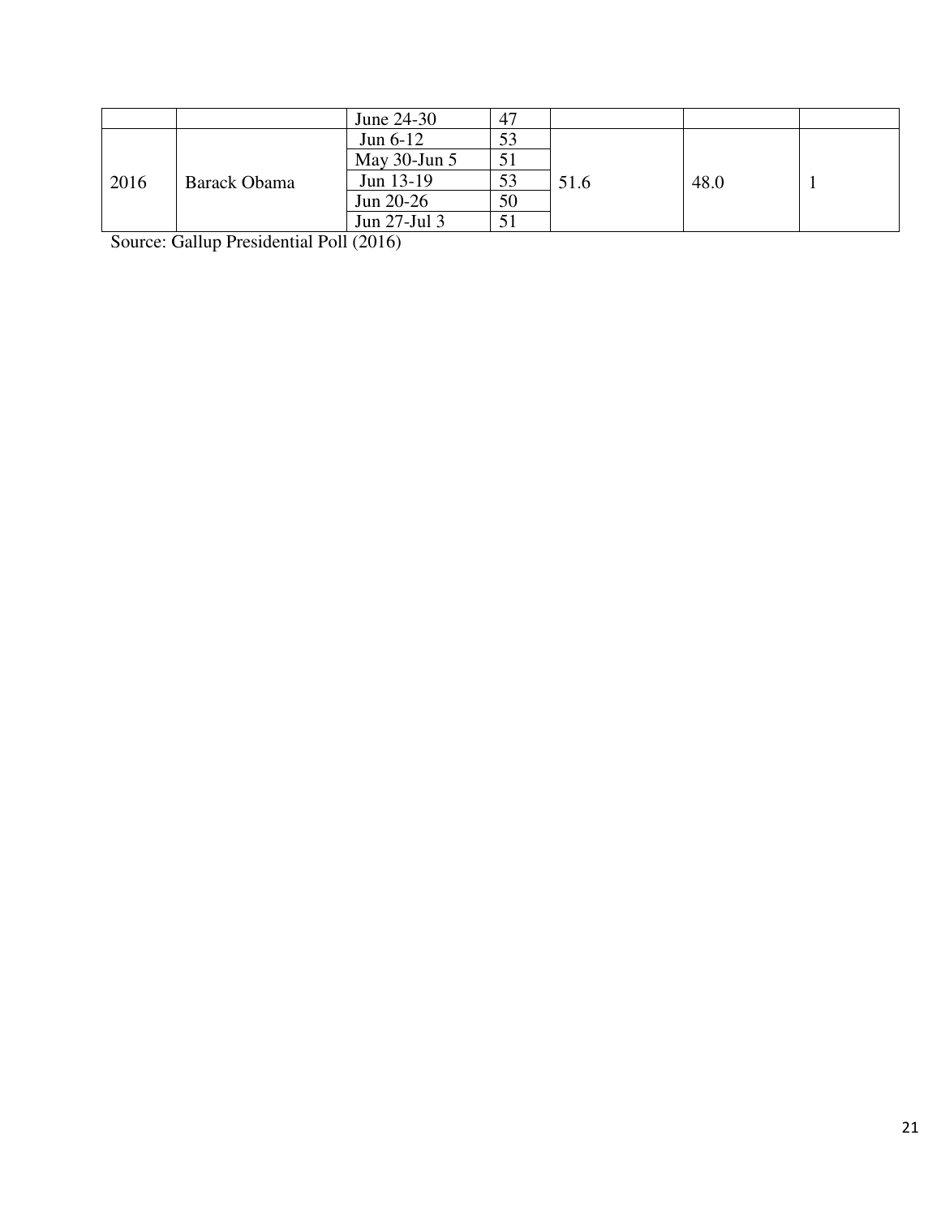| | | June 24-30 | 47 | | | |
|---|---|---|---|---|---|---|
| 2016 | Barack Obama | Jun 6-12 | 53 | 51.6 | 48.0 | 1 |
| | | May 30-Jun 5 | 51 | | | |
| | | Jun 13-19 | 53 | | | |
| | | Jun 20-26 | 50 | | | |
| | | Jun 27-Jul 3 | 51 | | | |

Source: Gallup Presidential Poll (2016)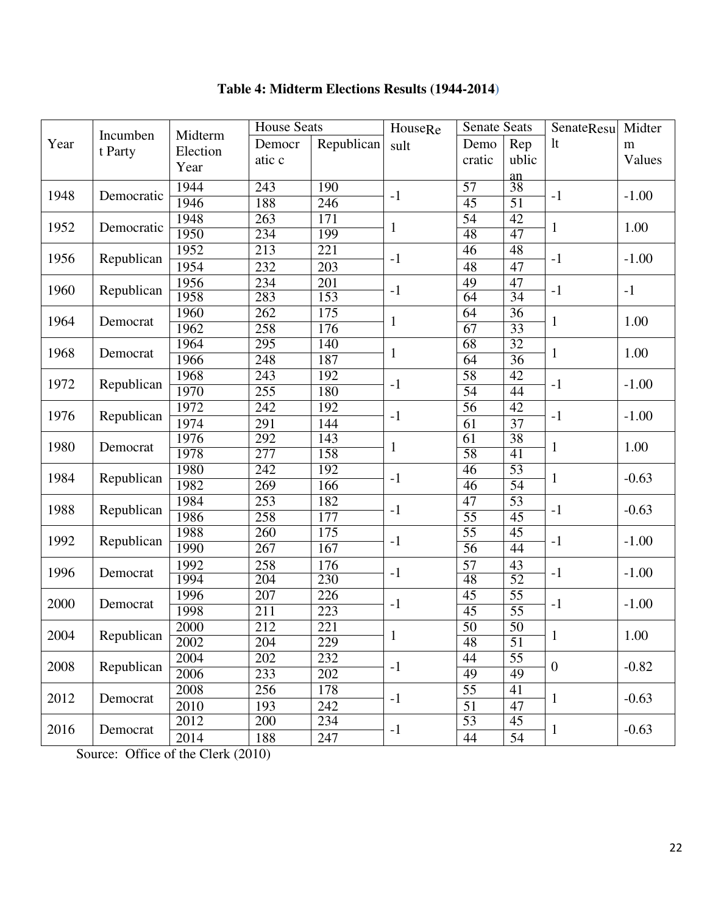# Table 4: Midterm Elections Results (1944-2014)

| Year | Incumbent Party | Midterm Election Year | House Seats | | HouseResult | Senate Seats | | SenateResult | Midterm Values |
|---|---|---|---|---|---|---|---|---|---|
| | | | Democratic c | Republican | | Democratic | Republican | | |
| 1948 | Democratic | 1944 | 243 | 190 | -1 | 57 | 38 | -1 | -1.00 |
| | | 1946 | 188 | 246 | | 45 | 51 | | |
| 1952 | Democratic | 1948 | 263 | 171 | 1 | 54 | 42 | 1 | 1.00 |
| | | 1950 | 234 | 199 | | 48 | 47 | | |
| 1956 | Republican | 1952 | 213 | 221 | -1 | 46 | 48 | -1 | -1.00 |
| | | 1954 | 232 | 203 | | 48 | 47 | | |
| 1960 | Republican | 1956 | 234 | 201 | -1 | 49 | 47 | -1 | -1 |
| | | 1958 | 283 | 153 | | 64 | 34 | | |
| 1964 | Democrat | 1960 | 262 | 175 | 1 | 64 | 36 | 1 | 1.00 |
| | | 1962 | 258 | 176 | | 67 | 33 | | |
| 1968 | Democrat | 1964 | 295 | 140 | 1 | 68 | 32 | 1 | 1.00 |
| | | 1966 | 248 | 187 | | 64 | 36 | | |
| 1972 | Republican | 1968 | 243 | 192 | -1 | 58 | 42 | -1 | -1.00 |
| | | 1970 | 255 | 180 | | 54 | 44 | | |
| 1976 | Republican | 1972 | 242 | 192 | -1 | 56 | 42 | -1 | -1.00 |
| | | 1974 | 291 | 144 | | 61 | 37 | | |
| 1980 | Democrat | 1976 | 292 | 143 | 1 | 61 | 38 | 1 | 1.00 |
| | | 1978 | 277 | 158 | | 58 | 41 | | |
| 1984 | Republican | 1980 | 242 | 192 | -1 | 46 | 53 | 1 | -0.63 |
| | | 1982 | 269 | 166 | | 46 | 54 | | |
| 1988 | Republican | 1984 | 253 | 182 | -1 | 47 | 53 | -1 | -0.63 |
| | | 1986 | 258 | 177 | | 55 | 45 | | |
| 1992 | Republican | 1988 | 260 | 175 | -1 | 55 | 45 | -1 | -1.00 |
| | | 1990 | 267 | 167 | | 56 | 44 | | |
| 1996 | Democrat | 1992 | 258 | 176 | -1 | 57 | 43 | -1 | -1.00 |
| | | 1994 | 204 | 230 | | 48 | 52 | | |
| 2000 | Democrat | 1996 | 207 | 226 | -1 | 45 | 55 | -1 | -1.00 |
| | | 1998 | 211 | 223 | | 45 | 55 | | |
| 2004 | Republican | 2000 | 212 | 221 | 1 | 50 | 50 | 1 | 1.00 |
| | | 2002 | 204 | 229 | | 48 | 51 | | |
| 2008 | Republican | 2004 | 202 | 232 | -1 | 44 | 55 | 0 | -0.82 |
| | | 2006 | 233 | 202 | | 49 | 49 | | |
| 2012 | Democrat | 2008 | 256 | 178 | -1 | 55 | 41 | 1 | -0.63 |
| | | 2010 | 193 | 242 | | 51 | 47 | | |
| 2016 | Democrat | 2012 | 200 | 234 | -1 | 53 | 45 | 1 | -0.63 |
| | | 2014 | 188 | 247 | | 44 | 54 | | |

Source: Office of the Clerk (2010)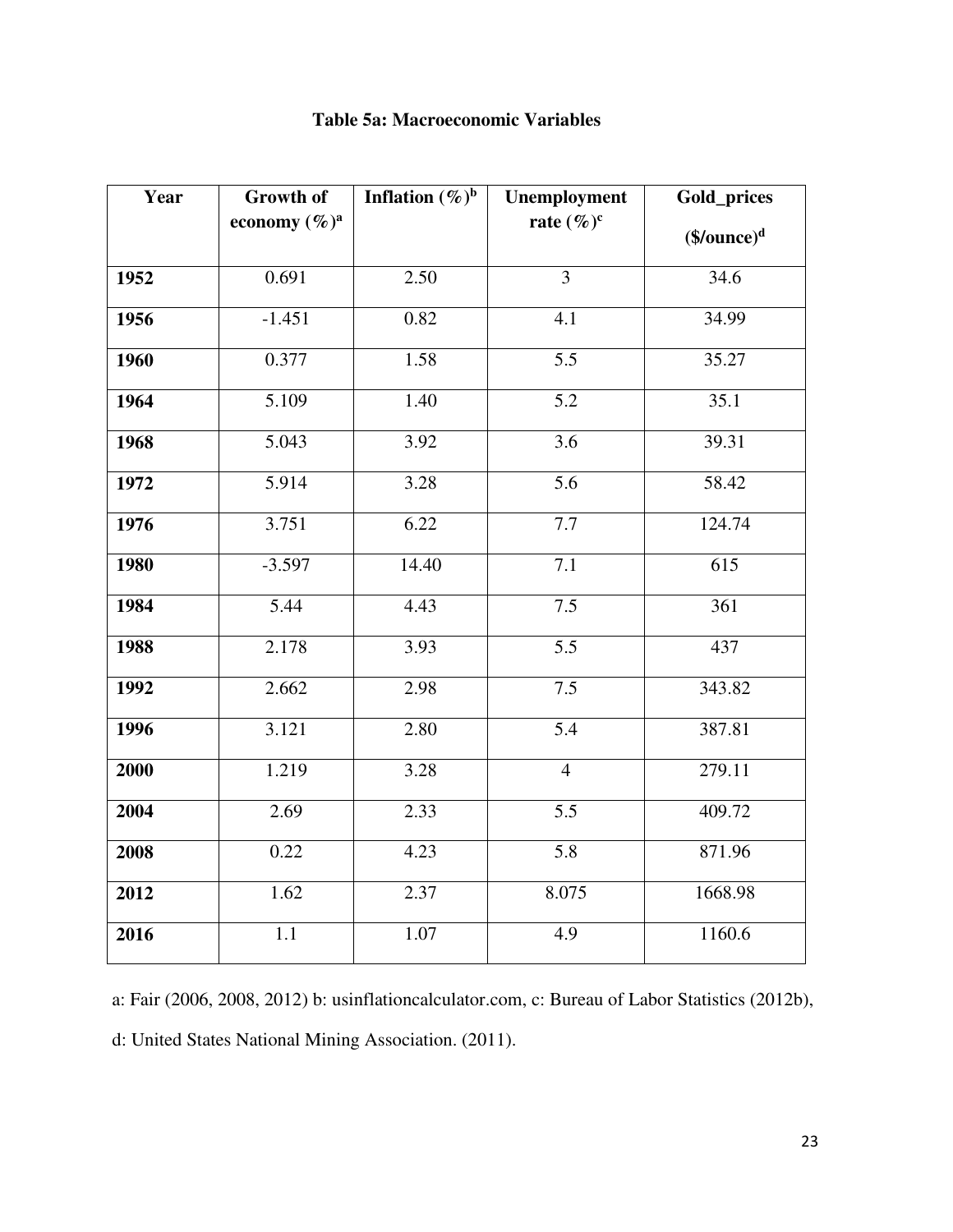**Table 5a: Macroeconomic Variables**

| Year | Growth of economy (%)[a] | Inflation (%)[b] | Unemployment rate (%)[c] | Gold_prices ($/ounce)[d] |
|---|---|---|---|---|
| **1952** | 0.691 | 2.50 | 3 | 34.6 |
| **1956** | -1.451 | 0.82 | 4.1 | 34.99 |
| **1960** | 0.377 | 1.58 | 5.5 | 35.27 |
| **1964** | 5.109 | 1.40 | 5.2 | 35.1 |
| **1968** | 5.043 | 3.92 | 3.6 | 39.31 |
| **1972** | 5.914 | 3.28 | 5.6 | 58.42 |
| **1976** | 3.751 | 6.22 | 7.7 | 124.74 |
| **1980** | -3.597 | 14.40 | 7.1 | 615 |
| **1984** | 5.44 | 4.43 | 7.5 | 361 |
| **1988** | 2.178 | 3.93 | 5.5 | 437 |
| **1992** | 2.662 | 2.98 | 7.5 | 343.82 |
| **1996** | 3.121 | 2.80 | 5.4 | 387.81 |
| **2000** | 1.219 | 3.28 | 4 | 279.11 |
| **2004** | 2.69 | 2.33 | 5.5 | 409.72 |
| **2008** | 0.22 | 4.23 | 5.8 | 871.96 |
| **2012** | 1.62 | 2.37 | 8.075 | 1668.98 |
| **2016** | 1.1 | 1.07 | 4.9 | 1160.6 |

a: Fair (2006, 2008, 2012) b: usinflationcalculator.com, c: Bureau of Labor Statistics (2012b), d: United States National Mining Association. (2011).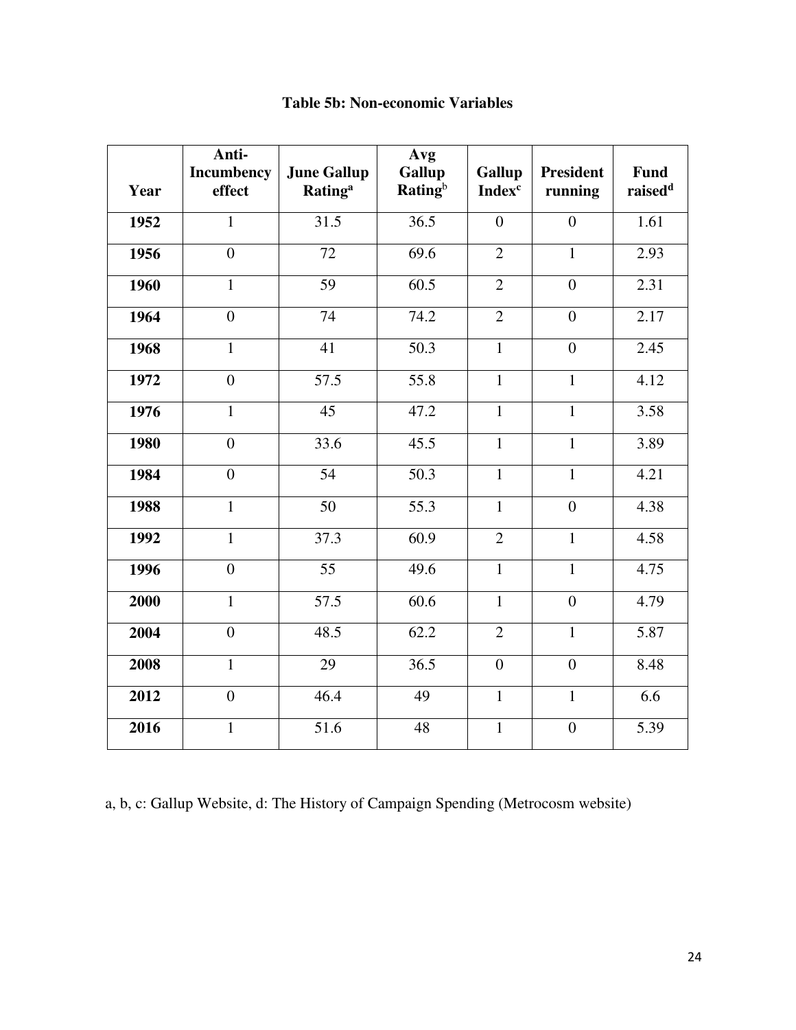**Table 5b: Non-economic Variables**

| Year | Anti-Incumbency effect | June Gallup Rating[a] | Avg Gallup Rating[b] | Gallup Index[c] | President running | Fund raised[d] |
|---|---|---|---|---|---|---|
| **1952** | 1 | 31.5 | 36.5 | 0 | 0 | 1.61 |
| **1956** | 0 | 72 | 69.6 | 2 | 1 | 2.93 |
| **1960** | 1 | 59 | 60.5 | 2 | 0 | 2.31 |
| **1964** | 0 | 74 | 74.2 | 2 | 0 | 2.17 |
| **1968** | 1 | 41 | 50.3 | 1 | 0 | 2.45 |
| **1972** | 0 | 57.5 | 55.8 | 1 | 1 | 4.12 |
| **1976** | 1 | 45 | 47.2 | 1 | 1 | 3.58 |
| **1980** | 0 | 33.6 | 45.5 | 1 | 1 | 3.89 |
| **1984** | 0 | 54 | 50.3 | 1 | 1 | 4.21 |
| **1988** | 1 | 50 | 55.3 | 1 | 0 | 4.38 |
| **1992** | 1 | 37.3 | 60.9 | 2 | 1 | 4.58 |
| **1996** | 0 | 55 | 49.6 | 1 | 1 | 4.75 |
| **2000** | 1 | 57.5 | 60.6 | 1 | 0 | 4.79 |
| **2004** | 0 | 48.5 | 62.2 | 2 | 1 | 5.87 |
| **2008** | 1 | 29 | 36.5 | 0 | 0 | 8.48 |
| **2012** | 0 | 46.4 | 49 | 1 | 1 | 6.6 |
| **2016** | 1 | 51.6 | 48 | 1 | 0 | 5.39 |

a, b, c: Gallup Website, d: The History of Campaign Spending (Metrocosm website)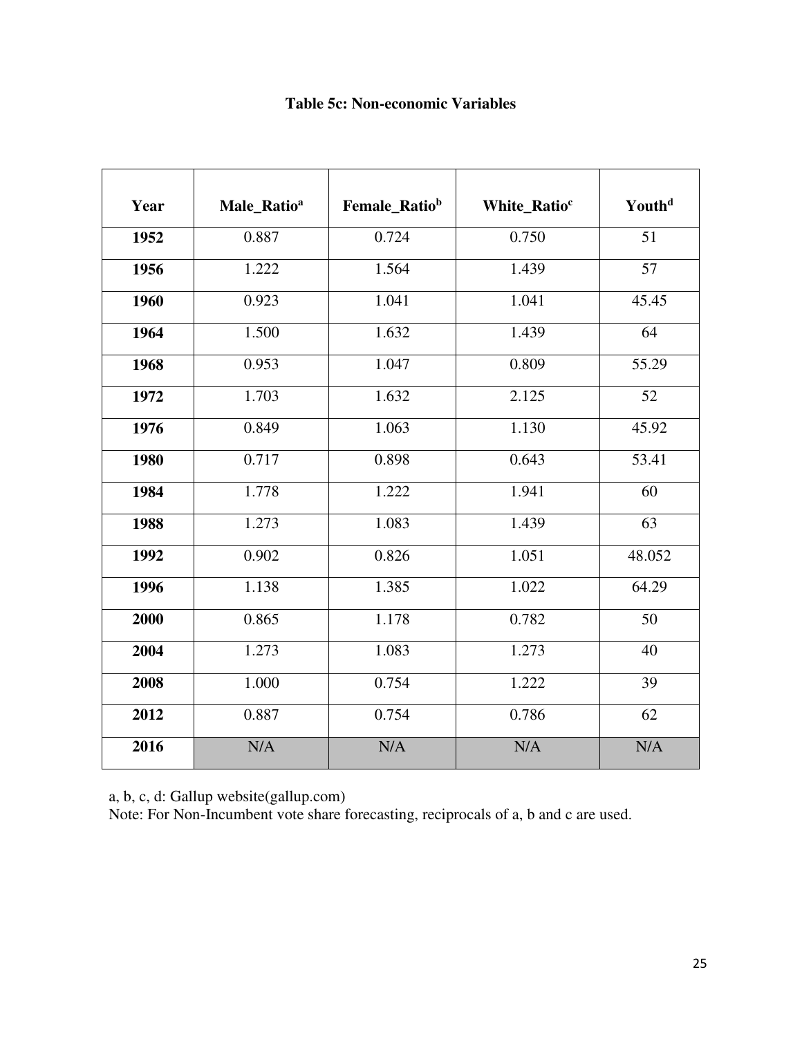**Table 5c: Non-economic Variables**

| Year | Male_Ratio[a] | Female_Ratio[b] | White_Ratio[c] | Youth[d] |
|---|---|---|---|---|
| **1952** | 0.887 | 0.724 | 0.750 | 51 |
| **1956** | 1.222 | 1.564 | 1.439 | 57 |
| **1960** | 0.923 | 1.041 | 1.041 | 45.45 |
| **1964** | 1.500 | 1.632 | 1.439 | 64 |
| **1968** | 0.953 | 1.047 | 0.809 | 55.29 |
| **1972** | 1.703 | 1.632 | 2.125 | 52 |
| **1976** | 0.849 | 1.063 | 1.130 | 45.92 |
| **1980** | 0.717 | 0.898 | 0.643 | 53.41 |
| **1984** | 1.778 | 1.222 | 1.941 | 60 |
| **1988** | 1.273 | 1.083 | 1.439 | 63 |
| **1992** | 0.902 | 0.826 | 1.051 | 48.052 |
| **1996** | 1.138 | 1.385 | 1.022 | 64.29 |
| **2000** | 0.865 | 1.178 | 0.782 | 50 |
| **2004** | 1.273 | 1.083 | 1.273 | 40 |
| **2008** | 1.000 | 0.754 | 1.222 | 39 |
| **2012** | 0.887 | 0.754 | 0.786 | 62 |
| **2016** | N/A | N/A | N/A | N/A |

a, b, c, d: Gallup website(gallup.com)

Note: For Non-Incumbent vote share forecasting, reciprocals of a, b and c are used.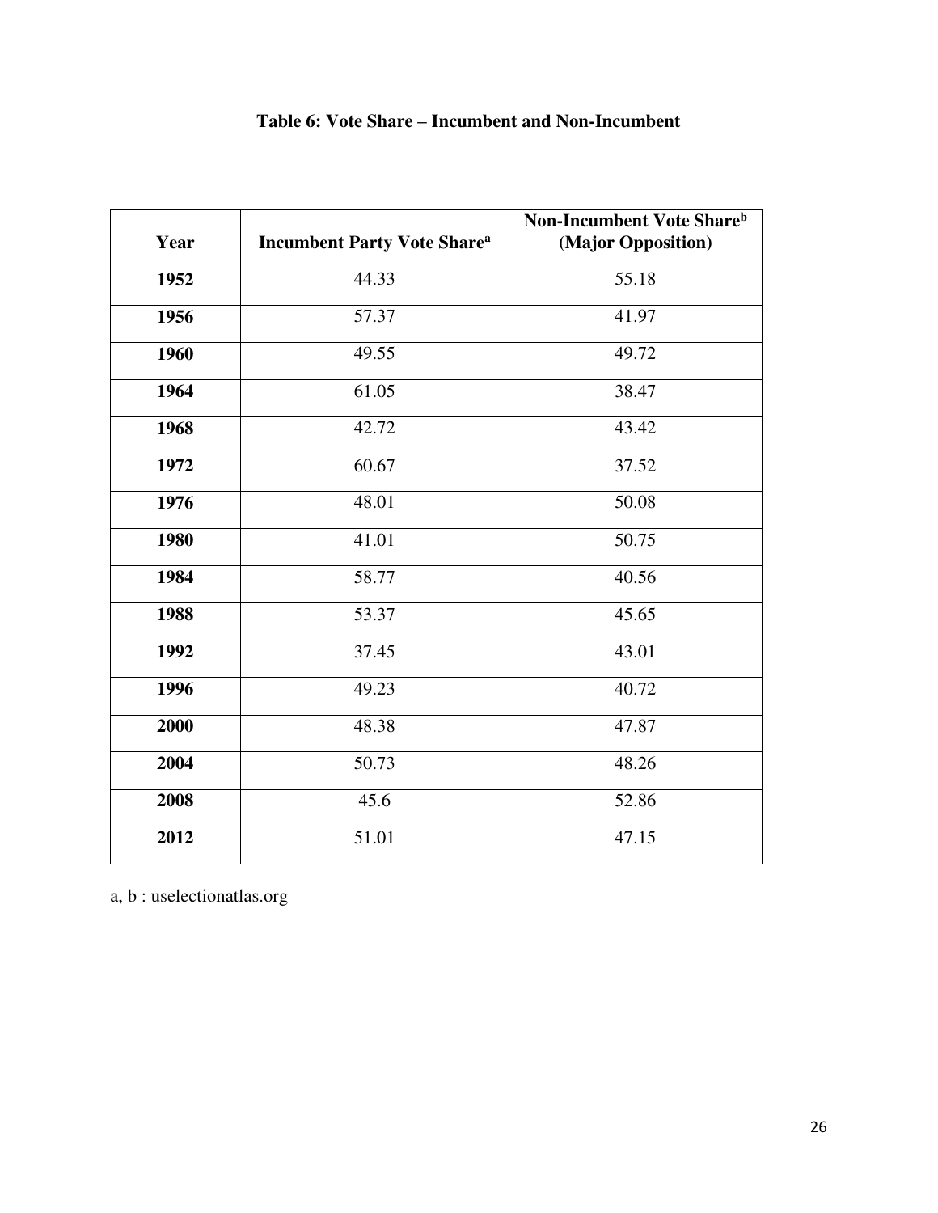**Table 6: Vote Share – Incumbent and Non-Incumbent**

| Year | Incumbent Party Vote Share[a] | Non-Incumbent Vote Share[b] (Major Opposition) |
| --- | --- | --- |
| **1952** | 44.33 | 55.18 |
| **1956** | 57.37 | 41.97 |
| **1960** | 49.55 | 49.72 |
| **1964** | 61.05 | 38.47 |
| **1968** | 42.72 | 43.42 |
| **1972** | 60.67 | 37.52 |
| **1976** | 48.01 | 50.08 |
| **1980** | 41.01 | 50.75 |
| **1984** | 58.77 | 40.56 |
| **1988** | 53.37 | 45.65 |
| **1992** | 37.45 | 43.01 |
| **1996** | 49.23 | 40.72 |
| **2000** | 48.38 | 47.87 |
| **2004** | 50.73 | 48.26 |
| **2008** | 45.6 | 52.86 |
| **2012** | 51.01 | 47.15 |

a, b : uselectionatlas.org